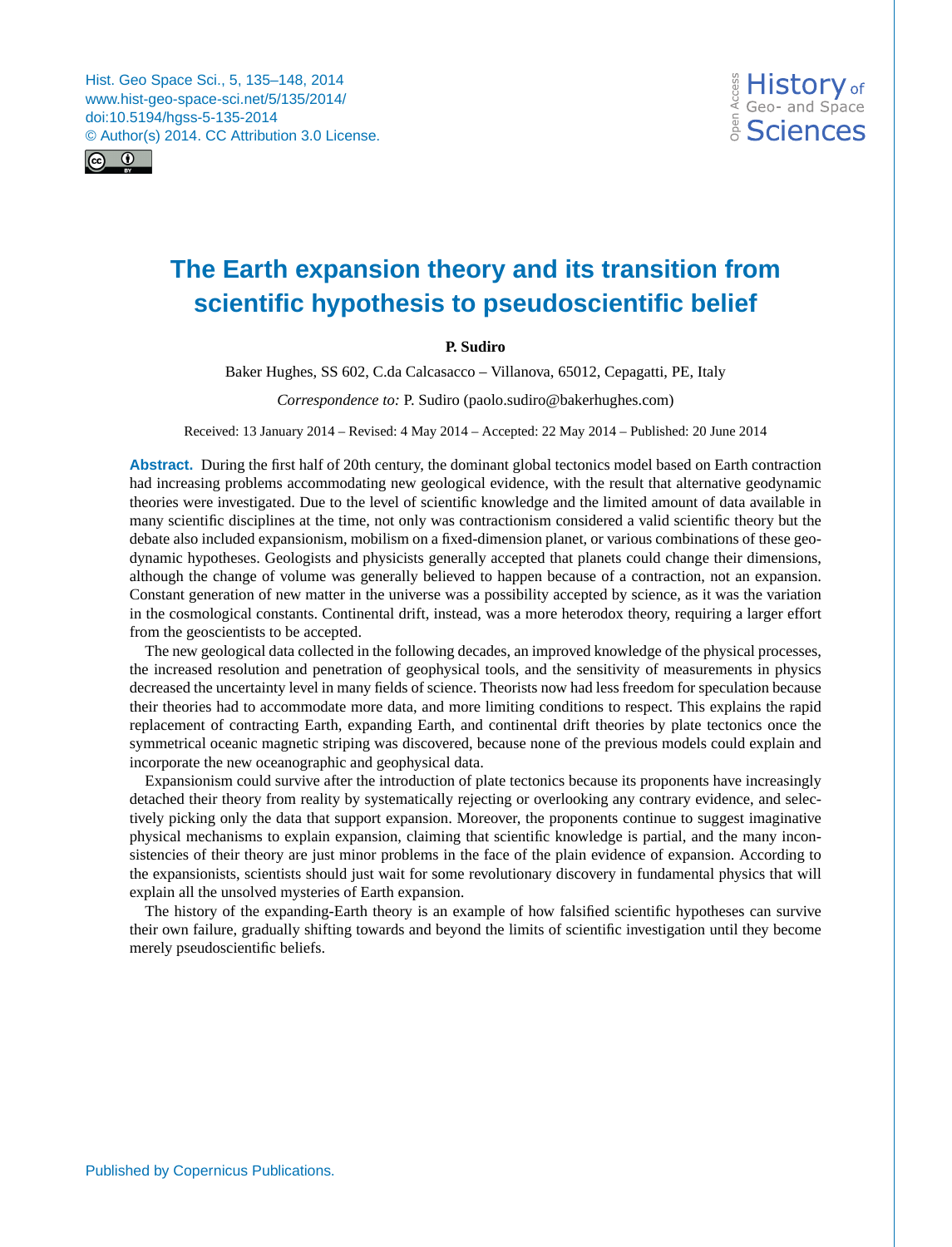# The Earth expansion theory and its transition from scientific hypothesis to pseudoscientific belief

**P. Sudiro**

Baker Hughes, SS 602, C.da Calcasacco – Villanova, 65012, Cepagatti, PE, Italy

*Correspondence to:* P. Sudiro (paolo.sudiro@bakerhughes.com)

Received: 13 January 2014 – Revised: 4 May 2014 – Accepted: 22 May 2014 – Published: 20 June 2014

**Abstract.** During the first half of 20th century, the dominant global tectonics model based on Earth contraction had increasing problems accommodating new geological evidence, with the result that alternative geodynamic theories were investigated. Due to the level of scientific knowledge and the limited amount of data available in many scientific disciplines at the time, not only was contractionism considered a valid scientific theory but the debate also included expansionism, mobilism on a fixed-dimension planet, or various combinations of these geodynamic hypotheses. Geologists and physicists generally accepted that planets could change their dimensions, although the change of volume was generally believed to happen because of a contraction, not an expansion. Constant generation of new matter in the universe was a possibility accepted by science, as it was the variation in the cosmological constants. Continental drift, instead, was a more heterodox theory, requiring a larger effort from the geoscientists to be accepted.

The new geological data collected in the following decades, an improved knowledge of the physical processes, the increased resolution and penetration of geophysical tools, and the sensitivity of measurements in physics decreased the uncertainty level in many fields of science. Theorists now had less freedom for speculation because their theories had to accommodate more data, and more limiting conditions to respect. This explains the rapid replacement of contracting Earth, expanding Earth, and continental drift theories by plate tectonics once the symmetrical oceanic magnetic striping was discovered, because none of the previous models could explain and incorporate the new oceanographic and geophysical data.

Expansionism could survive after the introduction of plate tectonics because its proponents have increasingly detached their theory from reality by systematically rejecting or overlooking any contrary evidence, and selectively picking only the data that support expansion. Moreover, the proponents continue to suggest imaginative physical mechanisms to explain expansion, claiming that scientific knowledge is partial, and the many inconsistencies of their theory are just minor problems in the face of the plain evidence of expansion. According to the expansionists, scientists should just wait for some revolutionary discovery in fundamental physics that will explain all the unsolved mysteries of Earth expansion.

The history of the expanding-Earth theory is an example of how falsified scientific hypotheses can survive their own failure, gradually shifting towards and beyond the limits of scientific investigation until they become merely pseudoscientific beliefs.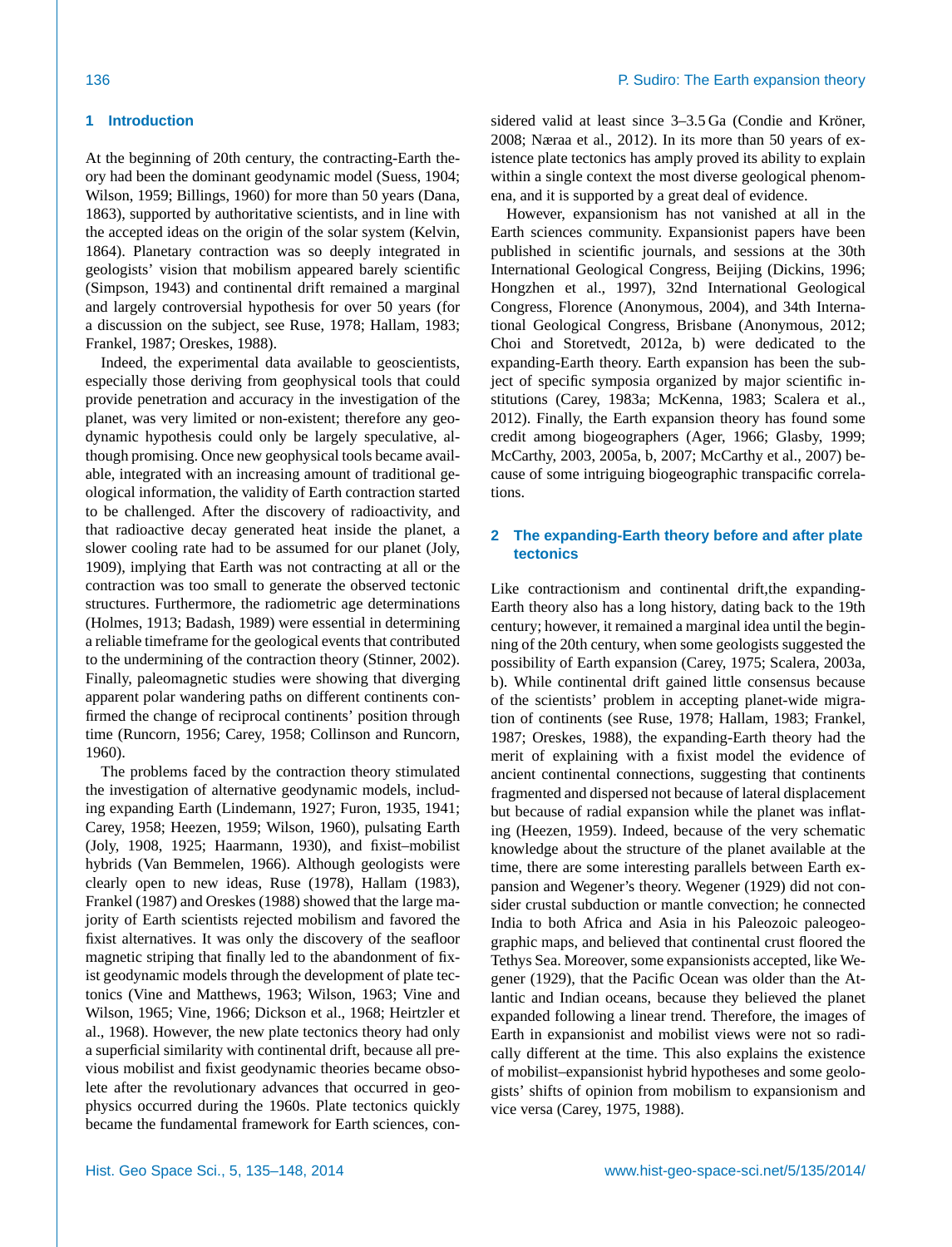## 1 Introduction

At the beginning of 20th century, the contracting-Earth theory had been the dominant geodynamic model (Suess, 1904; Wilson, 1959; Billings, 1960) for more than 50 years (Dana, 1863), supported by authoritative scientists, and in line with the accepted ideas on the origin of the solar system (Kelvin, 1864). Planetary contraction was so deeply integrated in geologists' vision that mobilism appeared barely scientific (Simpson, 1943) and continental drift remained a marginal and largely controversial hypothesis for over 50 years (for a discussion on the subject, see Ruse, 1978; Hallam, 1983; Frankel, 1987; Oreskes, 1988).

Indeed, the experimental data available to geoscientists, especially those deriving from geophysical tools that could provide penetration and accuracy in the investigation of the planet, was very limited or non-existent; therefore any geodynamic hypothesis could only be largely speculative, although promising. Once new geophysical tools became available, integrated with an increasing amount of traditional geological information, the validity of Earth contraction started to be challenged. After the discovery of radioactivity, and that radioactive decay generated heat inside the planet, a slower cooling rate had to be assumed for our planet (Joly, 1909), implying that Earth was not contracting at all or the contraction was too small to generate the observed tectonic structures. Furthermore, the radiometric age determinations (Holmes, 1913; Badash, 1989) were essential in determining a reliable timeframe for the geological events that contributed to the undermining of the contraction theory (Stinner, 2002). Finally, paleomagnetic studies were showing that diverging apparent polar wandering paths on different continents confirmed the change of reciprocal continents' position through time (Runcorn, 1956; Carey, 1958; Collinson and Runcorn, 1960).

The problems faced by the contraction theory stimulated the investigation of alternative geodynamic models, including expanding Earth (Lindemann, 1927; Furon, 1935, 1941; Carey, 1958; Heezen, 1959; Wilson, 1960), pulsating Earth (Joly, 1908, 1925; Haarmann, 1930), and fixist–mobilist hybrids (Van Bemmelen, 1966). Although geologists were clearly open to new ideas, Ruse (1978), Hallam (1983), Frankel (1987) and Oreskes (1988) showed that the large majority of Earth scientists rejected mobilism and favored the fixist alternatives. It was only the discovery of the seafloor magnetic striping that finally led to the abandonment of fixist geodynamic models through the development of plate tectonics (Vine and Matthews, 1963; Wilson, 1963; Vine and Wilson, 1965; Vine, 1966; Dickson et al., 1968; Heirtzler et al., 1968). However, the new plate tectonics theory had only a superficial similarity with continental drift, because all previous mobilist and fixist geodynamic theories became obsolete after the revolutionary advances that occurred in geophysics occurred during the 1960s. Plate tectonics quickly became the fundamental framework for Earth sciences, considered valid at least since 3–3.5 Ga (Condie and Kröner, 2008; Næraa et al., 2012). In its more than 50 years of existence plate tectonics has amply proved its ability to explain within a single context the most diverse geological phenomena, and it is supported by a great deal of evidence.

However, expansionism has not vanished at all in the Earth sciences community. Expansionist papers have been published in scientific journals, and sessions at the 30th International Geological Congress, Beijing (Dickins, 1996; Hongzhen et al., 1997), 32nd International Geological Congress, Florence (Anonymous, 2004), and 34th International Geological Congress, Brisbane (Anonymous, 2012; Choi and Storetvedt, 2012a, b) were dedicated to the expanding-Earth theory. Earth expansion has been the subject of specific symposia organized by major scientific institutions (Carey, 1983a; McKenna, 1983; Scalera et al., 2012). Finally, the Earth expansion theory has found some credit among biogeographers (Ager, 1966; Glasby, 1999; McCarthy, 2003, 2005a, b, 2007; McCarthy et al., 2007) because of some intriguing biogeographic transpacific correlations.

## 2 The expanding-Earth theory before and after plate tectonics

Like contractionism and continental drift,the expanding-Earth theory also has a long history, dating back to the 19th century; however, it remained a marginal idea until the beginning of the 20th century, when some geologists suggested the possibility of Earth expansion (Carey, 1975; Scalera, 2003a, b). While continental drift gained little consensus because of the scientists' problem in accepting planet-wide migration of continents (see Ruse, 1978; Hallam, 1983; Frankel, 1987; Oreskes, 1988), the expanding-Earth theory had the merit of explaining with a fixist model the evidence of ancient continental connections, suggesting that continents fragmented and dispersed not because of lateral displacement but because of radial expansion while the planet was inflating (Heezen, 1959). Indeed, because of the very schematic knowledge about the structure of the planet available at the time, there are some interesting parallels between Earth expansion and Wegener's theory. Wegener (1929) did not consider crustal subduction or mantle convection; he connected India to both Africa and Asia in his Paleozoic paleogeographic maps, and believed that continental crust floored the Tethys Sea. Moreover, some expansionists accepted, like Wegener (1929), that the Pacific Ocean was older than the Atlantic and Indian oceans, because they believed the planet expanded following a linear trend. Therefore, the images of Earth in expansionist and mobilist views were not so radically different at the time. This also explains the existence of mobilist–expansionist hybrid hypotheses and some geologists' shifts of opinion from mobilism to expansionism and vice versa (Carey, 1975, 1988).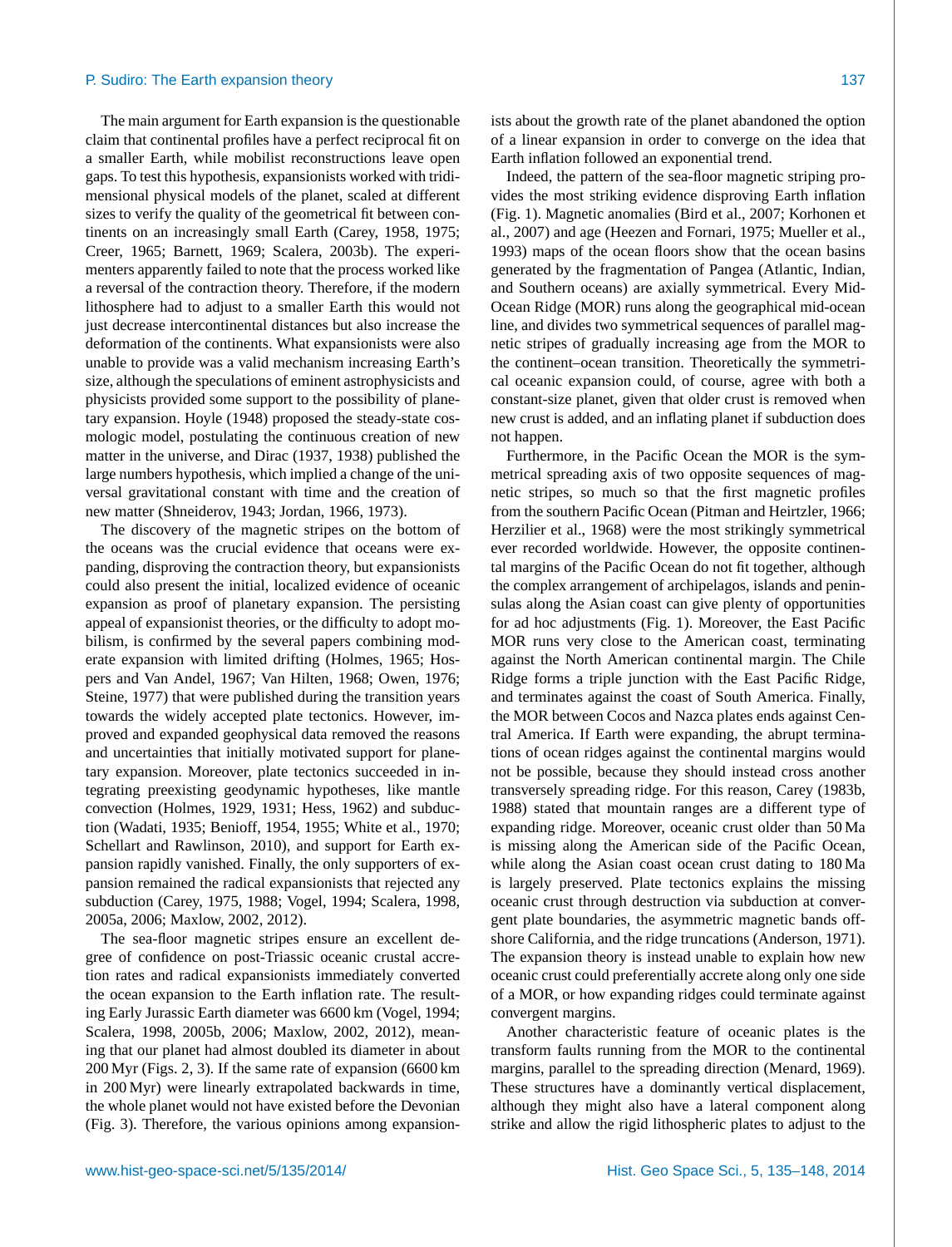The main argument for Earth expansion is the questionable claim that continental profiles have a perfect reciprocal fit on a smaller Earth, while mobilist reconstructions leave open gaps. To test this hypothesis, expansionists worked with tridimensional physical models of the planet, scaled at different sizes to verify the quality of the geometrical fit between continents on an increasingly small Earth (Carey, 1958, 1975; Creer, 1965; Barnett, 1969; Scalera, 2003b). The experimenters apparently failed to note that the process worked like a reversal of the contraction theory. Therefore, if the modern lithosphere had to adjust to a smaller Earth this would not just decrease intercontinental distances but also increase the deformation of the continents. What expansionists were also unable to provide was a valid mechanism increasing Earth's size, although the speculations of eminent astrophysicists and physicists provided some support to the possibility of planetary expansion. Hoyle (1948) proposed the steady-state cosmologic model, postulating the continuous creation of new matter in the universe, and Dirac (1937, 1938) published the large numbers hypothesis, which implied a change of the universal gravitational constant with time and the creation of new matter (Shneiderov, 1943; Jordan, 1966, 1973).

The discovery of the magnetic stripes on the bottom of the oceans was the crucial evidence that oceans were expanding, disproving the contraction theory, but expansionists could also present the initial, localized evidence of oceanic expansion as proof of planetary expansion. The persisting appeal of expansionist theories, or the difficulty to adopt mobilism, is confirmed by the several papers combining moderate expansion with limited drifting (Holmes, 1965; Hospers and Van Andel, 1967; Van Hilten, 1968; Owen, 1976; Steine, 1977) that were published during the transition years towards the widely accepted plate tectonics. However, improved and expanded geophysical data removed the reasons and uncertainties that initially motivated support for planetary expansion. Moreover, plate tectonics succeeded in integrating preexisting geodynamic hypotheses, like mantle convection (Holmes, 1929, 1931; Hess, 1962) and subduction (Wadati, 1935; Benioff, 1954, 1955; White et al., 1970; Schellart and Rawlinson, 2010), and support for Earth expansion rapidly vanished. Finally, the only supporters of expansion remained the radical expansionists that rejected any subduction (Carey, 1975, 1988; Vogel, 1994; Scalera, 1998, 2005a, 2006; Maxlow, 2002, 2012).

The sea-floor magnetic stripes ensure an excellent degree of confidence on post-Triassic oceanic crustal accretion rates and radical expansionists immediately converted the ocean expansion to the Earth inflation rate. The resulting Early Jurassic Earth diameter was 6600 km (Vogel, 1994; Scalera, 1998, 2005b, 2006; Maxlow, 2002, 2012), meaning that our planet had almost doubled its diameter in about 200 Myr (Figs. 2, 3). If the same rate of expansion (6600 km in 200 Myr) were linearly extrapolated backwards in time, the whole planet would not have existed before the Devonian (Fig. 3). Therefore, the various opinions among expansionists about the growth rate of the planet abandoned the option of a linear expansion in order to converge on the idea that Earth inflation followed an exponential trend.

Indeed, the pattern of the sea-floor magnetic striping provides the most striking evidence disproving Earth inflation (Fig. 1). Magnetic anomalies (Bird et al., 2007; Korhonen et al., 2007) and age (Heezen and Fornari, 1975; Mueller et al., 1993) maps of the ocean floors show that the ocean basins generated by the fragmentation of Pangea (Atlantic, Indian, and Southern oceans) are axially symmetrical. Every Mid-Ocean Ridge (MOR) runs along the geographical mid-ocean line, and divides two symmetrical sequences of parallel magnetic stripes of gradually increasing age from the MOR to the continent–ocean transition. Theoretically the symmetrical oceanic expansion could, of course, agree with both a constant-size planet, given that older crust is removed when new crust is added, and an inflating planet if subduction does not happen.

Furthermore, in the Pacific Ocean the MOR is the symmetrical spreading axis of two opposite sequences of magnetic stripes, so much so that the first magnetic profiles from the southern Pacific Ocean (Pitman and Heirtzler, 1966; Herzilier et al., 1968) were the most strikingly symmetrical ever recorded worldwide. However, the opposite continental margins of the Pacific Ocean do not fit together, although the complex arrangement of archipelagos, islands and peninsulas along the Asian coast can give plenty of opportunities for ad hoc adjustments (Fig. 1). Moreover, the East Pacific MOR runs very close to the American coast, terminating against the North American continental margin. The Chile Ridge forms a triple junction with the East Pacific Ridge, and terminates against the coast of South America. Finally, the MOR between Cocos and Nazca plates ends against Central America. If Earth were expanding, the abrupt terminations of ocean ridges against the continental margins would not be possible, because they should instead cross another transversely spreading ridge. For this reason, Carey (1983b, 1988) stated that mountain ranges are a different type of expanding ridge. Moreover, oceanic crust older than 50 Ma is missing along the American side of the Pacific Ocean, while along the Asian coast ocean crust dating to 180 Ma is largely preserved. Plate tectonics explains the missing oceanic crust through destruction via subduction at convergent plate boundaries, the asymmetric magnetic bands offshore California, and the ridge truncations (Anderson, 1971). The expansion theory is instead unable to explain how new oceanic crust could preferentially accrete along only one side of a MOR, or how expanding ridges could terminate against convergent margins.

Another characteristic feature of oceanic plates is the transform faults running from the MOR to the continental margins, parallel to the spreading direction (Menard, 1969). These structures have a dominantly vertical displacement, although they might also have a lateral component along strike and allow the rigid lithospheric plates to adjust to the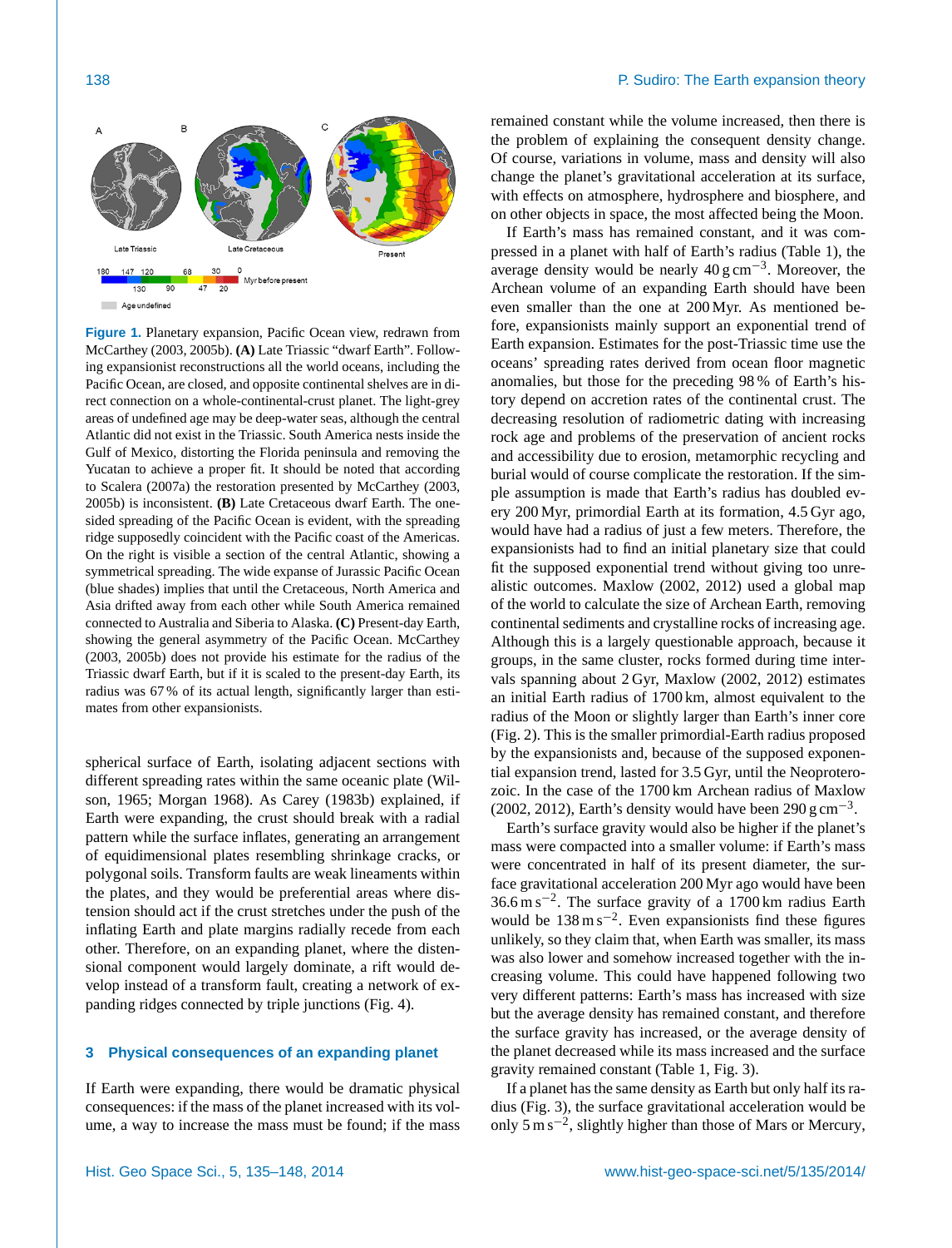**Figure 1.** Planetary expansion, Pacific Ocean view, redrawn from McCarthey (2003, 2005b). **(A)** Late Triassic "dwarf Earth". Following expansionist reconstructions all the world oceans, including the Pacific Ocean, are closed, and opposite continental shelves are in direct connection on a whole-continental-crust planet. The light-grey areas of undefined age may be deep-water seas, although the central Atlantic did not exist in the Triassic. South America nests inside the Gulf of Mexico, distorting the Florida peninsula and removing the Yucatan to achieve a proper fit. It should be noted that according to Scalera (2007a) the restoration presented by McCarthey (2003, 2005b) is inconsistent. **(B)** Late Cretaceous dwarf Earth. The one-sided spreading of the Pacific Ocean is evident, with the spreading ridge supposedly coincident with the Pacific coast of the Americas. On the right is visible a section of the central Atlantic, showing a symmetrical spreading. The wide expanse of Jurassic Pacific Ocean (blue shades) implies that until the Cretaceous, North America and Asia drifted away from each other while South America remained connected to Australia and Siberia to Alaska. **(C)** Present-day Earth, showing the general asymmetry of the Pacific Ocean. McCarthey (2003, 2005b) does not provide his estimate for the radius of the Triassic dwarf Earth, but if it is scaled to the present-day Earth, its radius was 67 % of its actual length, significantly larger than estimates from other expansionists.

spherical surface of Earth, isolating adjacent sections with different spreading rates within the same oceanic plate (Wilson, 1965; Morgan 1968). As Carey (1983b) explained, if Earth were expanding, the crust should break with a radial pattern while the surface inflates, generating an arrangement of equidimensional plates resembling shrinkage cracks, or polygonal soils. Transform faults are weak lineaments within the plates, and they would be preferential areas where distension should act if the crust stretches under the push of the inflating Earth and plate margins radially recede from each other. Therefore, on an expanding planet, where the distensional component would largely dominate, a rift would develop instead of a transform fault, creating a network of expanding ridges connected by triple junctions (Fig. 4).

## 3 Physical consequences of an expanding planet

If Earth were expanding, there would be dramatic physical consequences: if the mass of the planet increased with its volume, a way to increase the mass must be found; if the mass remained constant while the volume increased, then there is the problem of explaining the consequent density change. Of course, variations in volume, mass and density will also change the planet's gravitational acceleration at its surface, with effects on atmosphere, hydrosphere and biosphere, and on other objects in space, the most affected being the Moon.

If Earth's mass has remained constant, and it was compressed in a planet with half of Earth's radius (Table 1), the average density would be nearly $40\,\mathrm{g\,cm^{-3}}$. Moreover, the Archean volume of an expanding Earth should have been even smaller than the one at 200 Myr. As mentioned before, expansionists mainly support an exponential trend of Earth expansion. Estimates for the post-Triassic time use the oceans' spreading rates derived from ocean floor magnetic anomalies, but those for the preceding 98 % of Earth's history depend on accretion rates of the continental crust. The decreasing resolution of radiometric dating with increasing rock age and problems of the preservation of ancient rocks and accessibility due to erosion, metamorphic recycling and burial would of course complicate the restoration. If the simple assumption is made that Earth's radius has doubled every 200 Myr, primordial Earth at its formation, 4.5 Gyr ago, would have had a radius of just a few meters. Therefore, the expansionists had to find an initial planetary size that could fit the supposed exponential trend without giving too unrealistic outcomes. Maxlow (2002, 2012) used a global map of the world to calculate the size of Archean Earth, removing continental sediments and crystalline rocks of increasing age. Although this is a largely questionable approach, because it groups, in the same cluster, rocks formed during time intervals spanning about 2 Gyr, Maxlow (2002, 2012) estimates an initial Earth radius of 1700 km, almost equivalent to the radius of the Moon or slightly larger than Earth's inner core (Fig. 2). This is the smaller primordial-Earth radius proposed by the expansionists and, because of the supposed exponential expansion trend, lasted for 3.5 Gyr, until the Neoproterozoic. In the case of the 1700 km Archean radius of Maxlow (2002, 2012), Earth's density would have been $290\,\mathrm{g\,cm^{-3}}$.

Earth's surface gravity would also be higher if the planet's mass were compacted into a smaller volume: if Earth's mass were concentrated in half of its present diameter, the surface gravitational acceleration 200 Myr ago would have been $36.6\,\mathrm{m\,s^{-2}}$. The surface gravity of a 1700 km radius Earth would be $138\,\mathrm{m\,s^{-2}}$. Even expansionists find these figures unlikely, so they claim that, when Earth was smaller, its mass was also lower and somehow increased together with the increasing volume. This could have happened following two very different patterns: Earth's mass has increased with size but the average density has remained constant, and therefore the surface gravity has increased, or the average density of the planet decreased while its mass increased and the surface gravity remained constant (Table 1, Fig. 3).

If a planet has the same density as Earth but only half its radius (Fig. 3), the surface gravitational acceleration would be only $5\,\mathrm{m\,s^{-2}}$, slightly higher than those of Mars or Mercury,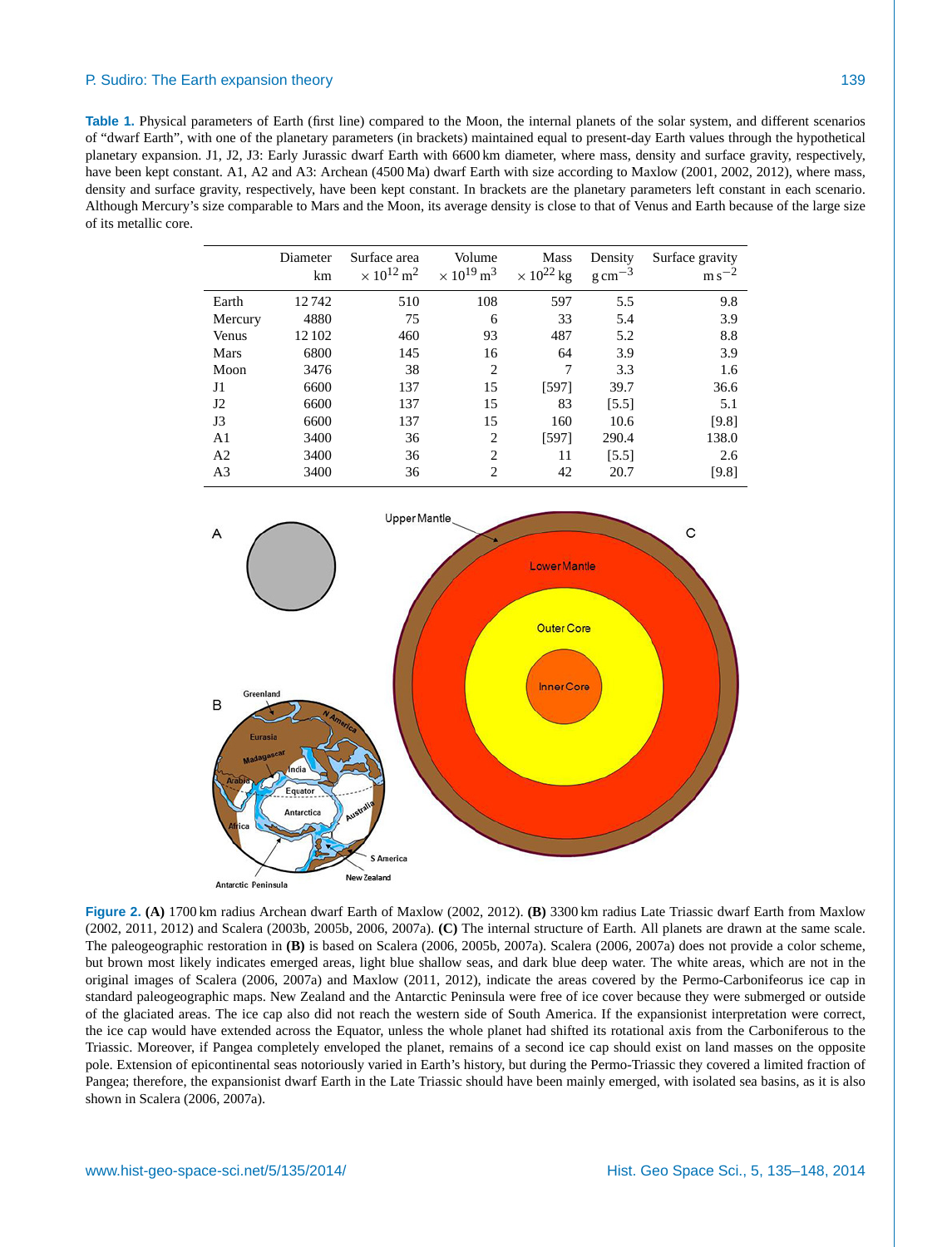**Table 1.** Physical parameters of Earth (first line) compared to the Moon, the internal planets of the solar system, and different scenarios of "dwarf Earth", with one of the planetary parameters (in brackets) maintained equal to present-day Earth values through the hypothetical planetary expansion. J1, J2, J3: Early Jurassic dwarf Earth with 6600 km diameter, where mass, density and surface gravity, respectively, have been kept constant. A1, A2 and A3: Archean (4500 Ma) dwarf Earth with size according to Maxlow (2001, 2002, 2012), where mass, density and surface gravity, respectively, have been kept constant. In brackets are the planetary parameters left constant in each scenario. Although Mercury's size comparable to Mars and the Moon, its average density is close to that of Venus and Earth because of the large size of its metallic core.

| | Diameter km | Surface area $\times 10^{12}$ m$^2$ | Volume $\times 10^{19}$ m$^3$ | Mass $\times 10^{22}$ kg | Density g cm$^{-3}$ | Surface gravity m s$^{-2}$ |
|---|---|---|---|---|---|---|
| Earth | 12 742 | 510 | 108 | 597 | 5.5 | 9.8 |
| Mercury | 4880 | 75 | 6 | 33 | 5.4 | 3.9 |
| Venus | 12 102 | 460 | 93 | 487 | 5.2 | 8.8 |
| Mars | 6800 | 145 | 16 | 64 | 3.9 | 3.9 |
| Moon | 3476 | 38 | 2 | 7 | 3.3 | 1.6 |
| J1 | 6600 | 137 | 15 | [597] | 39.7 | 36.6 |
| J2 | 6600 | 137 | 15 | 83 | [5.5] | 5.1 |
| J3 | 6600 | 137 | 15 | 160 | 10.6 | [9.8] |
| A1 | 3400 | 36 | 2 | [597] | 290.4 | 138.0 |
| A2 | 3400 | 36 | 2 | 11 | [5.5] | 2.6 |
| A3 | 3400 | 36 | 2 | 42 | 20.7 | [9.8] |

**Figure 2. (A)** 1700 km radius Archean dwarf Earth of Maxlow (2002, 2012). **(B)** 3300 km radius Late Triassic dwarf Earth from Maxlow (2002, 2011, 2012) and Scalera (2003b, 2005b, 2006, 2007a). **(C)** The internal structure of Earth. All planets are drawn at the same scale. The paleogeographic restoration in **(B)** is based on Scalera (2006, 2005b, 2007a). Scalera (2006, 2007a) does not provide a color scheme, but brown most likely indicates emerged areas, light blue shallow seas, and dark blue deep water. The white areas, which are not in the original images of Scalera (2006, 2007a) and Maxlow (2011, 2012), indicate the areas covered by the Permo-Carbonifeorus ice cap in standard paleogeographic maps. New Zealand and the Antarctic Peninsula were free of ice cover because they were submerged or outside of the glaciated areas. The ice cap also did not reach the western side of South America. If the expansionist interpretation were correct, the ice cap would have extended across the Equator, unless the whole planet had shifted its rotational axis from the Carboniferous to the Triassic. Moreover, if Pangea completely enveloped the planet, remains of a second ice cap should exist on land masses on the opposite pole. Extension of epicontinental seas notoriously varied in Earth's history, but during the Permo-Triassic they covered a limited fraction of Pangea; therefore, the expansionist dwarf Earth in the Late Triassic should have been mainly emerged, with isolated sea basins, as it is also shown in Scalera (2006, 2007a).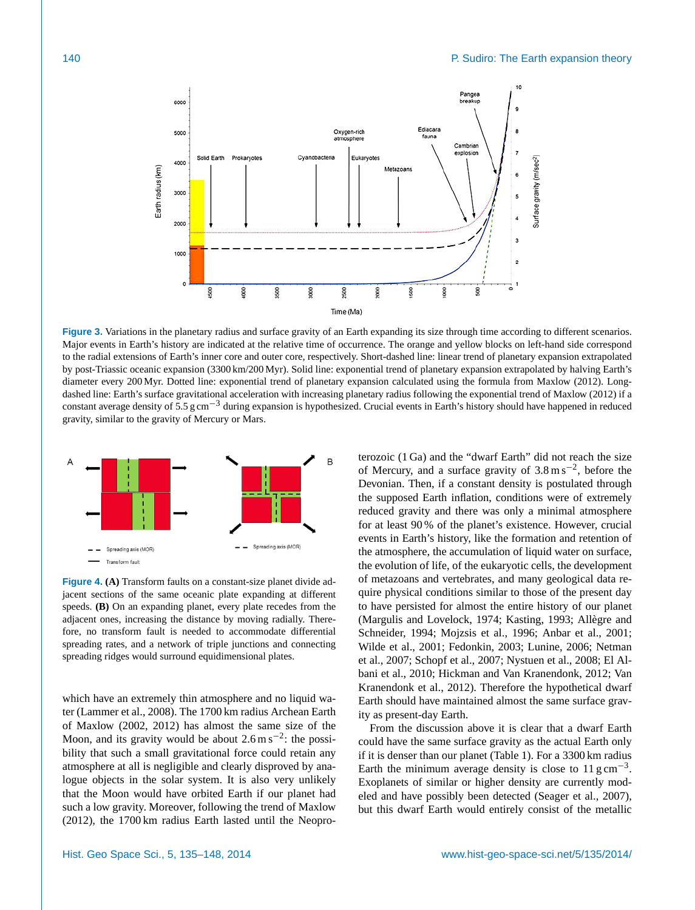**Figure 3.** Variations in the planetary radius and surface gravity of an Earth expanding its size through time according to different scenarios. Major events in Earth's history are indicated at the relative time of occurrence. The orange and yellow blocks on left-hand side correspond to the radial extensions of Earth's inner core and outer core, respectively. Short-dashed line: linear trend of planetary expansion extrapolated by post-Triassic oceanic expansion (3300 km/200 Myr). Solid line: exponential trend of planetary expansion extrapolated by halving Earth's diameter every 200 Myr. Dotted line: exponential trend of planetary expansion calculated using the formula from Maxlow (2012). Long-dashed line: Earth's surface gravitational acceleration with increasing planetary radius following the exponential trend of Maxlow (2012) if a constant average density of 5.5 g $cm^{-3}$ during expansion is hypothesized. Crucial events in Earth's history should have happened in reduced gravity, similar to the gravity of Mercury or Mars.

**Figure 4.** **(A)** Transform faults on a constant-size planet divide adjacent sections of the same oceanic plate expanding at different speeds. **(B)** On an expanding planet, every plate recedes from the adjacent ones, increasing the distance by moving radially. Therefore, no transform fault is needed to accommodate differential spreading rates, and a network of triple junctions and connecting spreading ridges would surround equidimensional plates.

which have an extremely thin atmosphere and no liquid water (Lammer et al., 2008). The 1700 km radius Archean Earth of Maxlow (2002, 2012) has almost the same size of the Moon, and its gravity would be about 2.6 m $s^{-2}$: the possibility that such a small gravitational force could retain any atmosphere at all is negligible and clearly disproved by analogue objects in the solar system. It is also very unlikely that the Moon would have orbited Earth if our planet had such a low gravity. Moreover, following the trend of Maxlow (2012), the 1700 km radius Earth lasted until the Neoproterozoic (1 Ga) and the "dwarf Earth" did not reach the size of Mercury, and a surface gravity of 3.8 m $s^{-2}$, before the Devonian. Then, if a constant density is postulated through the supposed Earth inflation, conditions were of extremely reduced gravity and there was only a minimal atmosphere for at least 90 % of the planet's existence. However, crucial events in Earth's history, like the formation and retention of the atmosphere, the accumulation of liquid water on surface, the evolution of life, of the eukaryotic cells, the development of metazoans and vertebrates, and many geological data require physical conditions similar to those of the present day to have persisted for almost the entire history of our planet (Margulis and Lovelock, 1974; Kasting, 1993; Allègre and Schneider, 1994; Mojzsis et al., 1996; Anbar et al., 2001; Wilde et al., 2001; Fedonkin, 2003; Lunine, 2006; Netman et al., 2007; Schopf et al., 2007; Nystuen et al., 2008; El Albani et al., 2010; Hickman and Van Kranendonk, 2012; Van Kranendonk et al., 2012). Therefore the hypothetical dwarf Earth should have maintained almost the same surface gravity as present-day Earth.

From the discussion above it is clear that a dwarf Earth could have the same surface gravity as the actual Earth only if it is denser than our planet (Table 1). For a 3300 km radius Earth the minimum average density is close to 11 g $cm^{-3}$. Exoplanets of similar or higher density are currently modeled and have possibly been detected (Seager et al., 2007), but this dwarf Earth would entirely consist of the metallic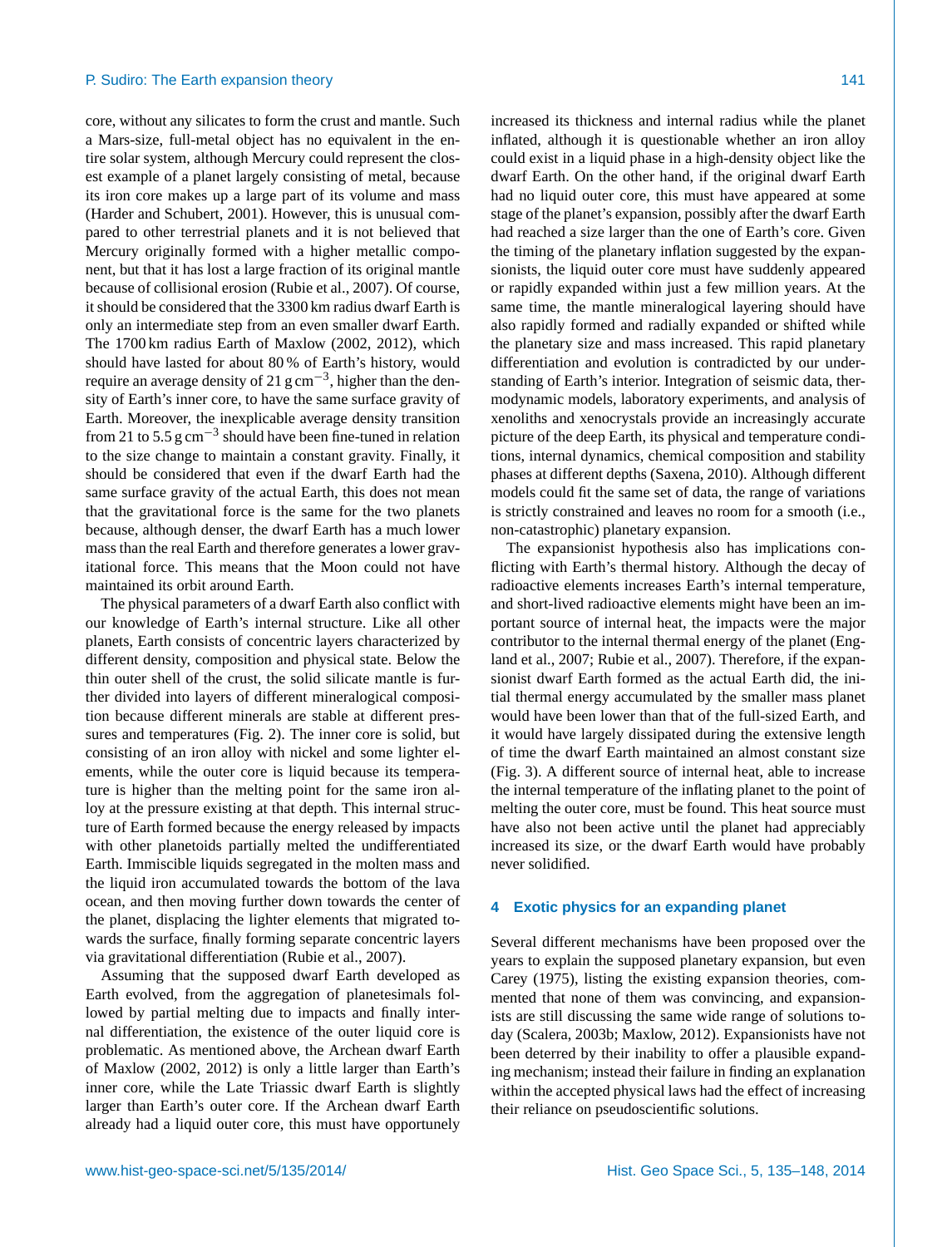core, without any silicates to form the crust and mantle. Such a Mars-size, full-metal object has no equivalent in the entire solar system, although Mercury could represent the closest example of a planet largely consisting of metal, because its iron core makes up a large part of its volume and mass (Harder and Schubert, 2001). However, this is unusual compared to other terrestrial planets and it is not believed that Mercury originally formed with a higher metallic component, but that it has lost a large fraction of its original mantle because of collisional erosion (Rubie et al., 2007). Of course, it should be considered that the 3300 km radius dwarf Earth is only an intermediate step from an even smaller dwarf Earth. The 1700 km radius Earth of Maxlow (2002, 2012), which should have lasted for about 80 % of Earth's history, would require an average density of 21 g cm$^{-3}$, higher than the density of Earth's inner core, to have the same surface gravity of Earth. Moreover, the inexplicable average density transition from 21 to 5.5 g cm$^{-3}$ should have been fine-tuned in relation to the size change to maintain a constant gravity. Finally, it should be considered that even if the dwarf Earth had the same surface gravity of the actual Earth, this does not mean that the gravitational force is the same for the two planets because, although denser, the dwarf Earth has a much lower mass than the real Earth and therefore generates a lower gravitational force. This means that the Moon could not have maintained its orbit around Earth.

The physical parameters of a dwarf Earth also conflict with our knowledge of Earth's internal structure. Like all other planets, Earth consists of concentric layers characterized by different density, composition and physical state. Below the thin outer shell of the crust, the solid silicate mantle is further divided into layers of different mineralogical composition because different minerals are stable at different pressures and temperatures (Fig. 2). The inner core is solid, but consisting of an iron alloy with nickel and some lighter elements, while the outer core is liquid because its temperature is higher than the melting point for the same iron alloy at the pressure existing at that depth. This internal structure of Earth formed because the energy released by impacts with other planetoids partially melted the undifferentiated Earth. Immiscible liquids segregated in the molten mass and the liquid iron accumulated towards the bottom of the lava ocean, and then moving further down towards the center of the planet, displacing the lighter elements that migrated towards the surface, finally forming separate concentric layers via gravitational differentiation (Rubie et al., 2007).

Assuming that the supposed dwarf Earth developed as Earth evolved, from the aggregation of planetesimals followed by partial melting due to impacts and finally internal differentiation, the existence of the outer liquid core is problematic. As mentioned above, the Archean dwarf Earth of Maxlow (2002, 2012) is only a little larger than Earth's inner core, while the Late Triassic dwarf Earth is slightly larger than Earth's outer core. If the Archean dwarf Earth already had a liquid outer core, this must have opportunely increased its thickness and internal radius while the planet inflated, although it is questionable whether an iron alloy could exist in a liquid phase in a high-density object like the dwarf Earth. On the other hand, if the original dwarf Earth had no liquid outer core, this must have appeared at some stage of the planet's expansion, possibly after the dwarf Earth had reached a size larger than the one of Earth's core. Given the timing of the planetary inflation suggested by the expansionists, the liquid outer core must have suddenly appeared or rapidly expanded within just a few million years. At the same time, the mantle mineralogical layering should have also rapidly formed and radially expanded or shifted while the planetary size and mass increased. This rapid planetary differentiation and evolution is contradicted by our understanding of Earth's interior. Integration of seismic data, thermodynamic models, laboratory experiments, and analysis of xenoliths and xenocrystals provide an increasingly accurate picture of the deep Earth, its physical and temperature conditions, internal dynamics, chemical composition and stability phases at different depths (Saxena, 2010). Although different models could fit the same set of data, the range of variations is strictly constrained and leaves no room for a smooth (i.e., non-catastrophic) planetary expansion.

The expansionist hypothesis also has implications conflicting with Earth's thermal history. Although the decay of radioactive elements increases Earth's internal temperature, and short-lived radioactive elements might have been an important source of internal heat, the impacts were the major contributor to the internal thermal energy of the planet (England et al., 2007; Rubie et al., 2007). Therefore, if the expansionist dwarf Earth formed as the actual Earth did, the initial thermal energy accumulated by the smaller mass planet would have been lower than that of the full-sized Earth, and it would have largely dissipated during the extensive length of time the dwarf Earth maintained an almost constant size (Fig. 3). A different source of internal heat, able to increase the internal temperature of the inflating planet to the point of melting the outer core, must be found. This heat source must have also not been active until the planet had appreciably increased its size, or the dwarf Earth would have probably never solidified.

## 4 Exotic physics for an expanding planet

Several different mechanisms have been proposed over the years to explain the supposed planetary expansion, but even Carey (1975), listing the existing expansion theories, commented that none of them was convincing, and expansionists are still discussing the same wide range of solutions today (Scalera, 2003b; Maxlow, 2012). Expansionists have not been deterred by their inability to offer a plausible expanding mechanism; instead their failure in finding an explanation within the accepted physical laws had the effect of increasing their reliance on pseudoscientific solutions.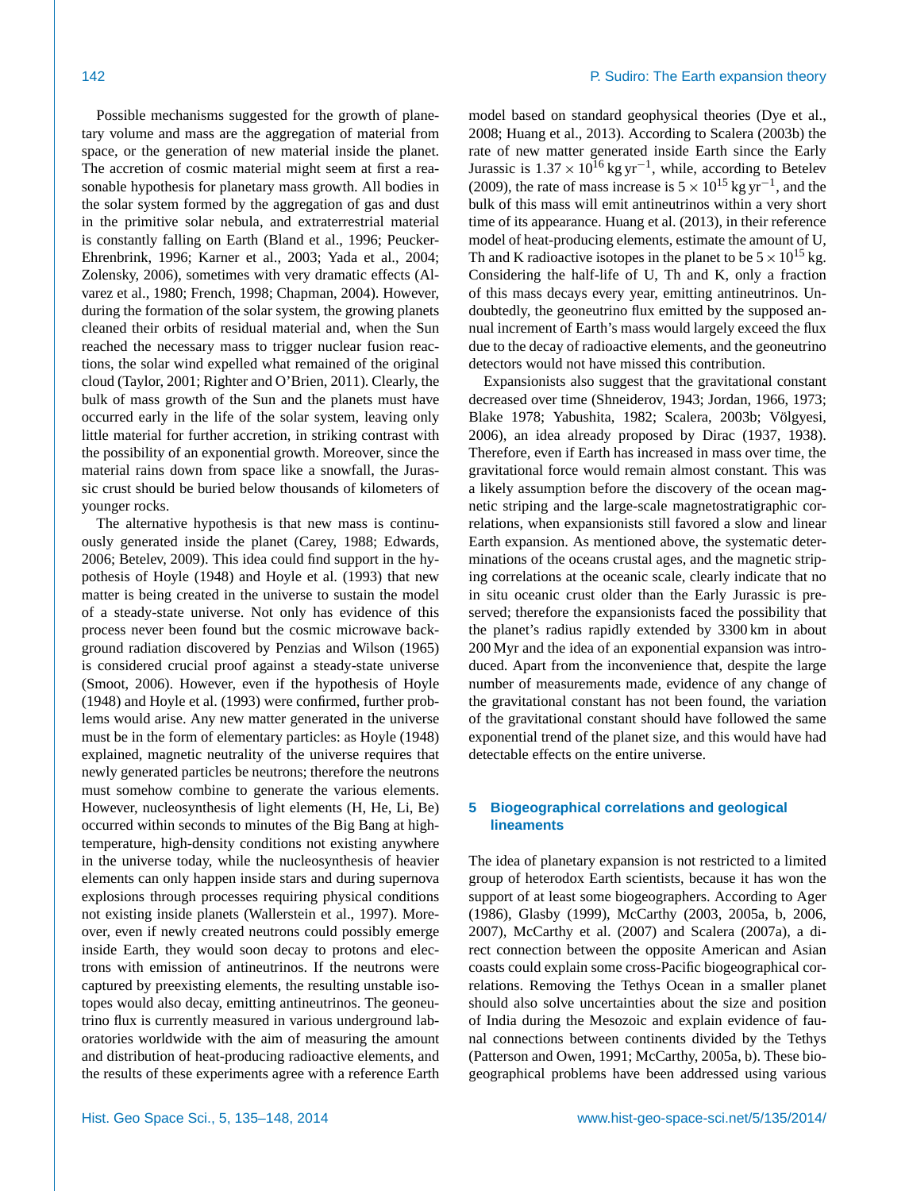Possible mechanisms suggested for the growth of planetary volume and mass are the aggregation of material from space, or the generation of new material inside the planet. The accretion of cosmic material might seem at first a reasonable hypothesis for planetary mass growth. All bodies in the solar system formed by the aggregation of gas and dust in the primitive solar nebula, and extraterrestrial material is constantly falling on Earth (Bland et al., 1996; Peucker-Ehrenbrink, 1996; Karner et al., 2003; Yada et al., 2004; Zolensky, 2006), sometimes with very dramatic effects (Alvarez et al., 1980; French, 1998; Chapman, 2004). However, during the formation of the solar system, the growing planets cleaned their orbits of residual material and, when the Sun reached the necessary mass to trigger nuclear fusion reactions, the solar wind expelled what remained of the original cloud (Taylor, 2001; Righter and O'Brien, 2011). Clearly, the bulk of mass growth of the Sun and the planets must have occurred early in the life of the solar system, leaving only little material for further accretion, in striking contrast with the possibility of an exponential growth. Moreover, since the material rains down from space like a snowfall, the Jurassic crust should be buried below thousands of kilometers of younger rocks.

The alternative hypothesis is that new mass is continuously generated inside the planet (Carey, 1988; Edwards, 2006; Betelev, 2009). This idea could find support in the hypothesis of Hoyle (1948) and Hoyle et al. (1993) that new matter is being created in the universe to sustain the model of a steady-state universe. Not only has evidence of this process never been found but the cosmic microwave background radiation discovered by Penzias and Wilson (1965) is considered crucial proof against a steady-state universe (Smoot, 2006). However, even if the hypothesis of Hoyle (1948) and Hoyle et al. (1993) were confirmed, further problems would arise. Any new matter generated in the universe must be in the form of elementary particles: as Hoyle (1948) explained, magnetic neutrality of the universe requires that newly generated particles be neutrons; therefore the neutrons must somehow combine to generate the various elements. However, nucleosynthesis of light elements (H, He, Li, Be) occurred within seconds to minutes of the Big Bang at high-temperature, high-density conditions not existing anywhere in the universe today, while the nucleosynthesis of heavier elements can only happen inside stars and during supernova explosions through processes requiring physical conditions not existing inside planets (Wallerstein et al., 1997). Moreover, even if newly created neutrons could possibly emerge inside Earth, they would soon decay to protons and electrons with emission of antineutrinos. If the neutrons were captured by preexisting elements, the resulting unstable isotopes would also decay, emitting antineutrinos. The geoneutrino flux is currently measured in various underground laboratories worldwide with the aim of measuring the amount and distribution of heat-producing radioactive elements, and the results of these experiments agree with a reference Earth model based on standard geophysical theories (Dye et al., 2008; Huang et al., 2013). According to Scalera (2003b) the rate of new matter generated inside Earth since the Early Jurassic is $1.37 \times 10^{16}\,\mathrm{kg\,yr^{-1}}$, while, according to Betelev (2009), the rate of mass increase is $5 \times 10^{15}\,\mathrm{kg\,yr^{-1}}$, and the bulk of this mass will emit antineutrinos within a very short time of its appearance. Huang et al. (2013), in their reference model of heat-producing elements, estimate the amount of U, Th and K radioactive isotopes in the planet to be $5 \times 10^{15}$ kg. Considering the half-life of U, Th and K, only a fraction of this mass decays every year, emitting antineutrinos. Undoubtedly, the geoneutrino flux emitted by the supposed annual increment of Earth's mass would largely exceed the flux due to the decay of radioactive elements, and the geoneutrino detectors would not have missed this contribution.

Expansionists also suggest that the gravitational constant decreased over time (Shneiderov, 1943; Jordan, 1966, 1973; Blake 1978; Yabushita, 1982; Scalera, 2003b; Völgyesi, 2006), an idea already proposed by Dirac (1937, 1938). Therefore, even if Earth has increased in mass over time, the gravitational force would remain almost constant. This was a likely assumption before the discovery of the ocean magnetic striping and the large-scale magnetostratigraphic correlations, when expansionists still favored a slow and linear Earth expansion. As mentioned above, the systematic determinations of the oceans crustal ages, and the magnetic striping correlations at the oceanic scale, clearly indicate that no in situ oceanic crust older than the Early Jurassic is preserved; therefore the expansionists faced the possibility that the planet's radius rapidly extended by 3300 km in about 200 Myr and the idea of an exponential expansion was introduced. Apart from the inconvenience that, despite the large number of measurements made, evidence of any change of the gravitational constant has not been found, the variation of the gravitational constant should have followed the same exponential trend of the planet size, and this would have had detectable effects on the entire universe.

## 5 Biogeographical correlations and geological lineaments

The idea of planetary expansion is not restricted to a limited group of heterodox Earth scientists, because it has won the support of at least some biogeographers. According to Ager (1986), Glasby (1999), McCarthy (2003, 2005a, b, 2006, 2007), McCarthy et al. (2007) and Scalera (2007a), a direct connection between the opposite American and Asian coasts could explain some cross-Pacific biogeographical correlations. Removing the Tethys Ocean in a smaller planet should also solve uncertainties about the size and position of India during the Mesozoic and explain evidence of faunal connections between continents divided by the Tethys (Patterson and Owen, 1991; McCarthy, 2005a, b). These biogeographical problems have been addressed using various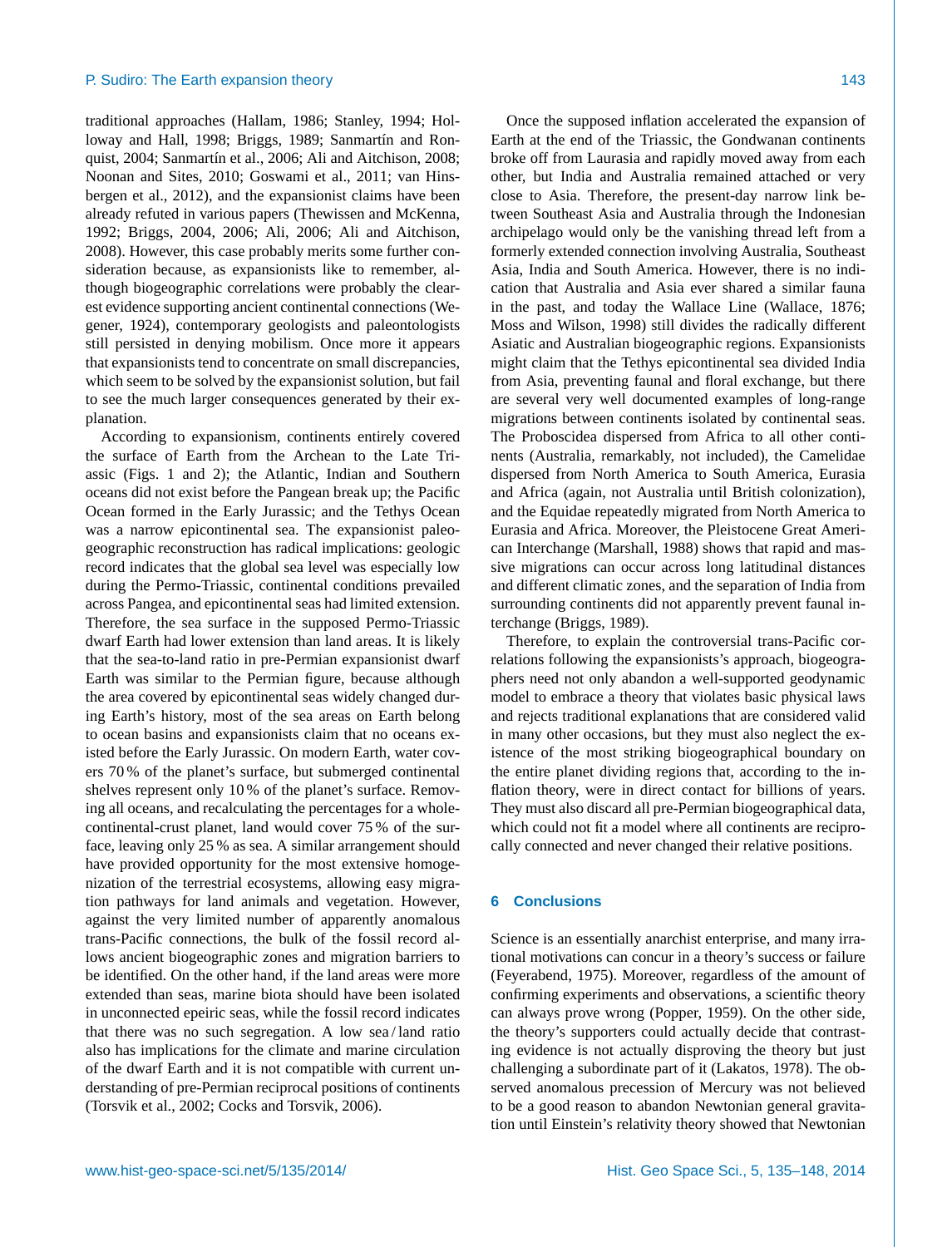traditional approaches (Hallam, 1986; Stanley, 1994; Holloway and Hall, 1998; Briggs, 1989; Sanmartín and Ronquist, 2004; Sanmartín et al., 2006; Ali and Aitchison, 2008; Noonan and Sites, 2010; Goswami et al., 2011; van Hinsbergen et al., 2012), and the expansionist claims have been already refuted in various papers (Thewissen and McKenna, 1992; Briggs, 2004, 2006; Ali, 2006; Ali and Aitchison, 2008). However, this case probably merits some further consideration because, as expansionists like to remember, although biogeographic correlations were probably the clearest evidence supporting ancient continental connections (Wegener, 1924), contemporary geologists and paleontologists still persisted in denying mobilism. Once more it appears that expansionists tend to concentrate on small discrepancies, which seem to be solved by the expansionist solution, but fail to see the much larger consequences generated by their explanation.

According to expansionism, continents entirely covered the surface of Earth from the Archean to the Late Triassic (Figs. 1 and 2); the Atlantic, Indian and Southern oceans did not exist before the Pangean break up; the Pacific Ocean formed in the Early Jurassic; and the Tethys Ocean was a narrow epicontinental sea. The expansionist paleogeographic reconstruction has radical implications: geologic record indicates that the global sea level was especially low during the Permo-Triassic, continental conditions prevailed across Pangea, and epicontinental seas had limited extension. Therefore, the sea surface in the supposed Permo-Triassic dwarf Earth had lower extension than land areas. It is likely that the sea-to-land ratio in pre-Permian expansionist dwarf Earth was similar to the Permian figure, because although the area covered by epicontinental seas widely changed during Earth's history, most of the sea areas on Earth belong to ocean basins and expansionists claim that no oceans existed before the Early Jurassic. On modern Earth, water covers 70 % of the planet's surface, but submerged continental shelves represent only 10 % of the planet's surface. Removing all oceans, and recalculating the percentages for a whole-continental-crust planet, land would cover 75 % of the surface, leaving only 25 % as sea. A similar arrangement should have provided opportunity for the most extensive homogenization of the terrestrial ecosystems, allowing easy migration pathways for land animals and vegetation. However, against the very limited number of apparently anomalous trans-Pacific connections, the bulk of the fossil record allows ancient biogeographic zones and migration barriers to be identified. On the other hand, if the land areas were more extended than seas, marine biota should have been isolated in unconnected epeiric seas, while the fossil record indicates that there was no such segregation. A low sea / land ratio also has implications for the climate and marine circulation of the dwarf Earth and it is not compatible with current understanding of pre-Permian reciprocal positions of continents (Torsvik et al., 2002; Cocks and Torsvik, 2006).

Once the supposed inflation accelerated the expansion of Earth at the end of the Triassic, the Gondwanan continents broke off from Laurasia and rapidly moved away from each other, but India and Australia remained attached or very close to Asia. Therefore, the present-day narrow link between Southeast Asia and Australia through the Indonesian archipelago would only be the vanishing thread left from a formerly extended connection involving Australia, Southeast Asia, India and South America. However, there is no indication that Australia and Asia ever shared a similar fauna in the past, and today the Wallace Line (Wallace, 1876; Moss and Wilson, 1998) still divides the radically different Asiatic and Australian biogeographic regions. Expansionists might claim that the Tethys epicontinental sea divided India from Asia, preventing faunal and floral exchange, but there are several very well documented examples of long-range migrations between continents isolated by continental seas. The Proboscidea dispersed from Africa to all other continents (Australia, remarkably, not included), the Camelidae dispersed from North America to South America, Eurasia and Africa (again, not Australia until British colonization), and the Equidae repeatedly migrated from North America to Eurasia and Africa. Moreover, the Pleistocene Great American Interchange (Marshall, 1988) shows that rapid and massive migrations can occur across long latitudinal distances and different climatic zones, and the separation of India from surrounding continents did not apparently prevent faunal interchange (Briggs, 1989).

Therefore, to explain the controversial trans-Pacific correlations following the expansionists's approach, biogeographers need not only abandon a well-supported geodynamic model to embrace a theory that violates basic physical laws and rejects traditional explanations that are considered valid in many other occasions, but they must also neglect the existence of the most striking biogeographical boundary on the entire planet dividing regions that, according to the inflation theory, were in direct contact for billions of years. They must also discard all pre-Permian biogeographical data, which could not fit a model where all continents are reciprocally connected and never changed their relative positions.

## 6 Conclusions

Science is an essentially anarchist enterprise, and many irrational motivations can concur in a theory's success or failure (Feyerabend, 1975). Moreover, regardless of the amount of confirming experiments and observations, a scientific theory can always prove wrong (Popper, 1959). On the other side, the theory's supporters could actually decide that contrasting evidence is not actually disproving the theory but just challenging a subordinate part of it (Lakatos, 1978). The observed anomalous precession of Mercury was not believed to be a good reason to abandon Newtonian general gravitation until Einstein's relativity theory showed that Newtonian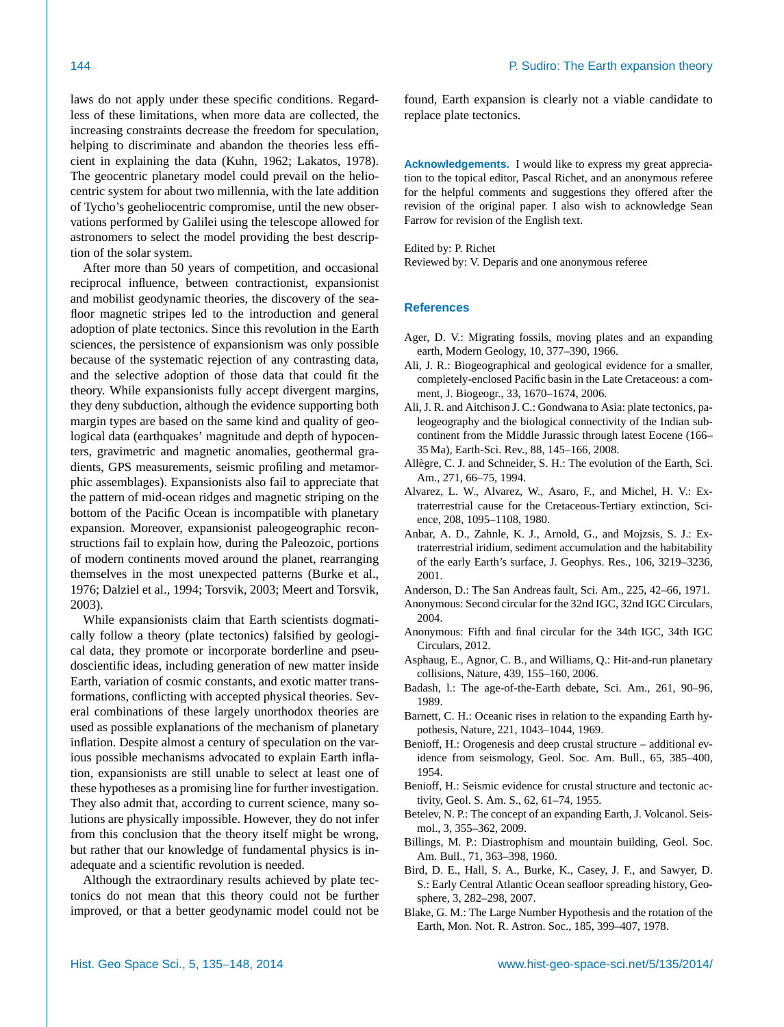laws do not apply under these specific conditions. Regardless of these limitations, when more data are collected, the increasing constraints decrease the freedom for speculation, helping to discriminate and abandon the theories less efficient in explaining the data (Kuhn, 1962; Lakatos, 1978). The geocentric planetary model could prevail on the heliocentric system for about two millennia, with the late addition of Tycho's geoheliocentric compromise, until the new observations performed by Galilei using the telescope allowed for astronomers to select the model providing the best description of the solar system.

After more than 50 years of competition, and occasional reciprocal influence, between contractionist, expansionist and mobilist geodynamic theories, the discovery of the seafloor magnetic stripes led to the introduction and general adoption of plate tectonics. Since this revolution in the Earth sciences, the persistence of expansionism was only possible because of the systematic rejection of any contrasting data, and the selective adoption of those data that could fit the theory. While expansionists fully accept divergent margins, they deny subduction, although the evidence supporting both margin types are based on the same kind and quality of geological data (earthquakes' magnitude and depth of hypocenters, gravimetric and magnetic anomalies, geothermal gradients, GPS measurements, seismic profiling and metamorphic assemblages). Expansionists also fail to appreciate that the pattern of mid-ocean ridges and magnetic striping on the bottom of the Pacific Ocean is incompatible with planetary expansion. Moreover, expansionist paleogeographic reconstructions fail to explain how, during the Paleozoic, portions of modern continents moved around the planet, rearranging themselves in the most unexpected patterns (Burke et al., 1976; Dalziel et al., 1994; Torsvik, 2003; Meert and Torsvik, 2003).

While expansionists claim that Earth scientists dogmatically follow a theory (plate tectonics) falsified by geological data, they promote or incorporate borderline and pseudoscientific ideas, including generation of new matter inside Earth, variation of cosmic constants, and exotic matter transformations, conflicting with accepted physical theories. Several combinations of these largely unorthodox theories are used as possible explanations of the mechanism of planetary inflation. Despite almost a century of speculation on the various possible mechanisms advocated to explain Earth inflation, expansionists are still unable to select at least one of these hypotheses as a promising line for further investigation. They also admit that, according to current science, many solutions are physically impossible. However, they do not infer from this conclusion that the theory itself might be wrong, but rather that our knowledge of fundamental physics is inadequate and a scientific revolution is needed.

Although the extraordinary results achieved by plate tectonics do not mean that this theory could not be further improved, or that a better geodynamic model could not be found, Earth expansion is clearly not a viable candidate to replace plate tectonics.

**Acknowledgements.** I would like to express my great appreciation to the topical editor, Pascal Richet, and an anonymous referee for the helpful comments and suggestions they offered after the revision of the original paper. I also wish to acknowledge Sean Farrow for revision of the English text.

Edited by: P. Richet
Reviewed by: V. Deparis and one anonymous referee

## References

Ager, D. V.: Migrating fossils, moving plates and an expanding earth, Modern Geology, 10, 377–390, 1966.

Ali, J. R.: Biogeographical and geological evidence for a smaller, completely-enclosed Pacific basin in the Late Cretaceous: a comment, J. Biogeogr., 33, 1670–1674, 2006.

Ali, J. R. and Aitchison J. C.: Gondwana to Asia: plate tectonics, paleogeography and the biological connectivity of the Indian subcontinent from the Middle Jurassic through latest Eocene (166–35 Ma), Earth-Sci. Rev., 88, 145–166, 2008.

Allègre, C. J. and Schneider, S. H.: The evolution of the Earth, Sci. Am., 271, 66–75, 1994.

Alvarez, L. W., Alvarez, W., Asaro, F., and Michel, H. V.: Extraterrestrial cause for the Cretaceous-Tertiary extinction, Science, 208, 1095–1108, 1980.

Anbar, A. D., Zahnle, K. J., Arnold, G., and Mojzsis, S. J.: Extraterrestrial iridium, sediment accumulation and the habitability of the early Earth's surface, J. Geophys. Res., 106, 3219–3236, 2001.

Anderson, D.: The San Andreas fault, Sci. Am., 225, 42–66, 1971.

Anonymous: Second circular for the 32nd IGC, 32nd IGC Circulars, 2004.

Anonymous: Fifth and final circular for the 34th IGC, 34th IGC Circulars, 2012.

Asphaug, E., Agnor, C. B., and Williams, Q.: Hit-and-run planetary collisions, Nature, 439, 155–160, 2006.

Badash, l.: The age-of-the-Earth debate, Sci. Am., 261, 90–96, 1989.

Barnett, C. H.: Oceanic rises in relation to the expanding Earth hypothesis, Nature, 221, 1043–1044, 1969.

Benioff, H.: Orogenesis and deep crustal structure – additional evidence from seismology, Geol. Soc. Am. Bull., 65, 385–400, 1954.

Benioff, H.: Seismic evidence for crustal structure and tectonic activity, Geol. S. Am. S., 62, 61–74, 1955.

Betelev, N. P.: The concept of an expanding Earth, J. Volcanol. Seismol., 3, 355–362, 2009.

Billings, M. P.: Diastrophism and mountain building, Geol. Soc. Am. Bull., 71, 363–398, 1960.

Bird, D. E., Hall, S. A., Burke, K., Casey, J. F., and Sawyer, D. S.: Early Central Atlantic Ocean seafloor spreading history, Geosphere, 3, 282–298, 2007.

Blake, G. M.: The Large Number Hypothesis and the rotation of the Earth, Mon. Not. R. Astron. Soc., 185, 399–407, 1978.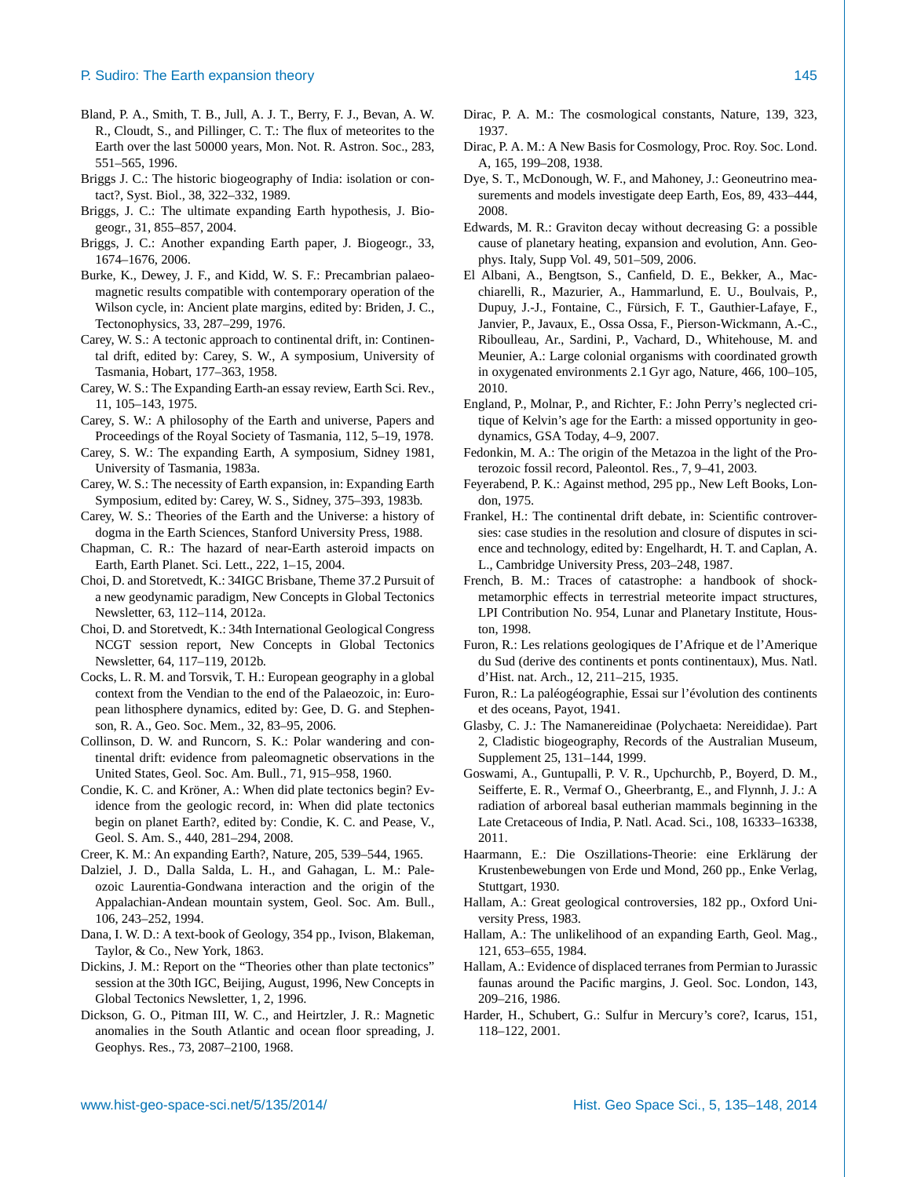Bland, P. A., Smith, T. B., Jull, A. J. T., Berry, F. J., Bevan, A. W. R., Cloudt, S., and Pillinger, C. T.: The flux of meteorites to the Earth over the last 50000 years, Mon. Not. R. Astron. Soc., 283, 551–565, 1996.

Briggs J. C.: The historic biogeography of India: isolation or contact?, Syst. Biol., 38, 322–332, 1989.

Briggs, J. C.: The ultimate expanding Earth hypothesis, J. Biogeogr., 31, 855–857, 2004.

Briggs, J. C.: Another expanding Earth paper, J. Biogeogr., 33, 1674–1676, 2006.

Burke, K., Dewey, J. F., and Kidd, W. S. F.: Precambrian palaeomagnetic results compatible with contemporary operation of the Wilson cycle, in: Ancient plate margins, edited by: Briden, J. C., Tectonophysics, 33, 287–299, 1976.

Carey, W. S.: A tectonic approach to continental drift, in: Continental drift, edited by: Carey, S. W., A symposium, University of Tasmania, Hobart, 177–363, 1958.

Carey, W. S.: The Expanding Earth-an essay review, Earth Sci. Rev., 11, 105–143, 1975.

Carey, S. W.: A philosophy of the Earth and universe, Papers and Proceedings of the Royal Society of Tasmania, 112, 5–19, 1978.

Carey, S. W.: The expanding Earth, A symposium, Sidney 1981, University of Tasmania, 1983a.

Carey, W. S.: The necessity of Earth expansion, in: Expanding Earth Symposium, edited by: Carey, W. S., Sidney, 375–393, 1983b.

Carey, W. S.: Theories of the Earth and the Universe: a history of dogma in the Earth Sciences, Stanford University Press, 1988.

Chapman, C. R.: The hazard of near-Earth asteroid impacts on Earth, Earth Planet. Sci. Lett., 222, 1–15, 2004.

Choi, D. and Storetvedt, K.: 34IGC Brisbane, Theme 37.2 Pursuit of a new geodynamic paradigm, New Concepts in Global Tectonics Newsletter, 63, 112–114, 2012a.

Choi, D. and Storetvedt, K.: 34th International Geological Congress NCGT session report, New Concepts in Global Tectonics Newsletter, 64, 117–119, 2012b.

Cocks, L. R. M. and Torsvik, T. H.: European geography in a global context from the Vendian to the end of the Palaeozoic, in: European lithosphere dynamics, edited by: Gee, D. G. and Stephenson, R. A., Geo. Soc. Mem., 32, 83–95, 2006.

Collinson, D. W. and Runcorn, S. K.: Polar wandering and continental drift: evidence from paleomagnetic observations in the United States, Geol. Soc. Am. Bull., 71, 915–958, 1960.

Condie, K. C. and Kröner, A.: When did plate tectonics begin? Evidence from the geologic record, in: When did plate tectonics begin on planet Earth?, edited by: Condie, K. C. and Pease, V., Geol. S. Am. S., 440, 281–294, 2008.

Creer, K. M.: An expanding Earth?, Nature, 205, 539–544, 1965.

Dalziel, J. D., Dalla Salda, L. H., and Gahagan, L. M.: Paleozoic Laurentia-Gondwana interaction and the origin of the Appalachian-Andean mountain system, Geol. Soc. Am. Bull., 106, 243–252, 1994.

Dana, I. W. D.: A text-book of Geology, 354 pp., Ivison, Blakeman, Taylor, & Co., New York, 1863.

Dickins, J. M.: Report on the "Theories other than plate tectonics" session at the 30th IGC, Beijing, August, 1996, New Concepts in Global Tectonics Newsletter, 1, 2, 1996.

Dickson, G. O., Pitman III, W. C., and Heirtzler, J. R.: Magnetic anomalies in the South Atlantic and ocean floor spreading, J. Geophys. Res., 73, 2087–2100, 1968.

Dirac, P. A. M.: The cosmological constants, Nature, 139, 323, 1937.

Dirac, P. A. M.: A New Basis for Cosmology, Proc. Roy. Soc. Lond. A, 165, 199–208, 1938.

Dye, S. T., McDonough, W. F., and Mahoney, J.: Geoneutrino measurements and models investigate deep Earth, Eos, 89, 433–444, 2008.

Edwards, M. R.: Graviton decay without decreasing G: a possible cause of planetary heating, expansion and evolution, Ann. Geophys. Italy, Supp Vol. 49, 501–509, 2006.

El Albani, A., Bengtson, S., Canfield, D. E., Bekker, A., Macchiarelli, R., Mazurier, A., Hammarlund, E. U., Boulvais, P., Dupuy, J.-J., Fontaine, C., Fürsich, F. T., Gauthier-Lafaye, F., Janvier, P., Javaux, E., Ossa Ossa, F., Pierson-Wickmann, A.-C., Riboulleau, Ar., Sardini, P., Vachard, D., Whitehouse, M. and Meunier, A.: Large colonial organisms with coordinated growth in oxygenated environments 2.1 Gyr ago, Nature, 466, 100–105, 2010.

England, P., Molnar, P., and Richter, F.: John Perry's neglected critique of Kelvin's age for the Earth: a missed opportunity in geodynamics, GSA Today, 4–9, 2007.

Fedonkin, M. A.: The origin of the Metazoa in the light of the Proterozoic fossil record, Paleontol. Res., 7, 9–41, 2003.

Feyerabend, P. K.: Against method, 295 pp., New Left Books, London, 1975.

Frankel, H.: The continental drift debate, in: Scientific controversies: case studies in the resolution and closure of disputes in science and technology, edited by: Engelhardt, H. T. and Caplan, A. L., Cambridge University Press, 203–248, 1987.

French, B. M.: Traces of catastrophe: a handbook of shock-metamorphic effects in terrestrial meteorite impact structures, LPI Contribution No. 954, Lunar and Planetary Institute, Houston, 1998.

Furon, R.: Les relations geologiques de I'Afrique et de l'Amerique du Sud (derive des continents et ponts continentaux), Mus. Natl. d'Hist. nat. Arch., 12, 211–215, 1935.

Furon, R.: La paléogéographie, Essai sur l'évolution des continents et des oceans, Payot, 1941.

Glasby, C. J.: The Namanereidinae (Polychaeta: Nereididae). Part 2, Cladistic biogeography, Records of the Australian Museum, Supplement 25, 131–144, 1999.

Goswami, A., Guntupalli, P. V. R., Upchurchb, P., Boyerd, D. M., Seifferte, E. R., Vermaf O., Gheerbrantg, E., and Flynnh, J. J.: A radiation of arboreal basal eutherian mammals beginning in the Late Cretaceous of India, P. Natl. Acad. Sci., 108, 16333–16338, 2011.

Haarmann, E.: Die Oszillations-Theorie: eine Erklärung der Krustenbewebungen von Erde und Mond, 260 pp., Enke Verlag, Stuttgart, 1930.

Hallam, A.: Great geological controversies, 182 pp., Oxford University Press, 1983.

Hallam, A.: The unlikelihood of an expanding Earth, Geol. Mag., 121, 653–655, 1984.

Hallam, A.: Evidence of displaced terranes from Permian to Jurassic faunas around the Pacific margins, J. Geol. Soc. London, 143, 209–216, 1986.

Harder, H., Schubert, G.: Sulfur in Mercury's core?, Icarus, 151, 118–122, 2001.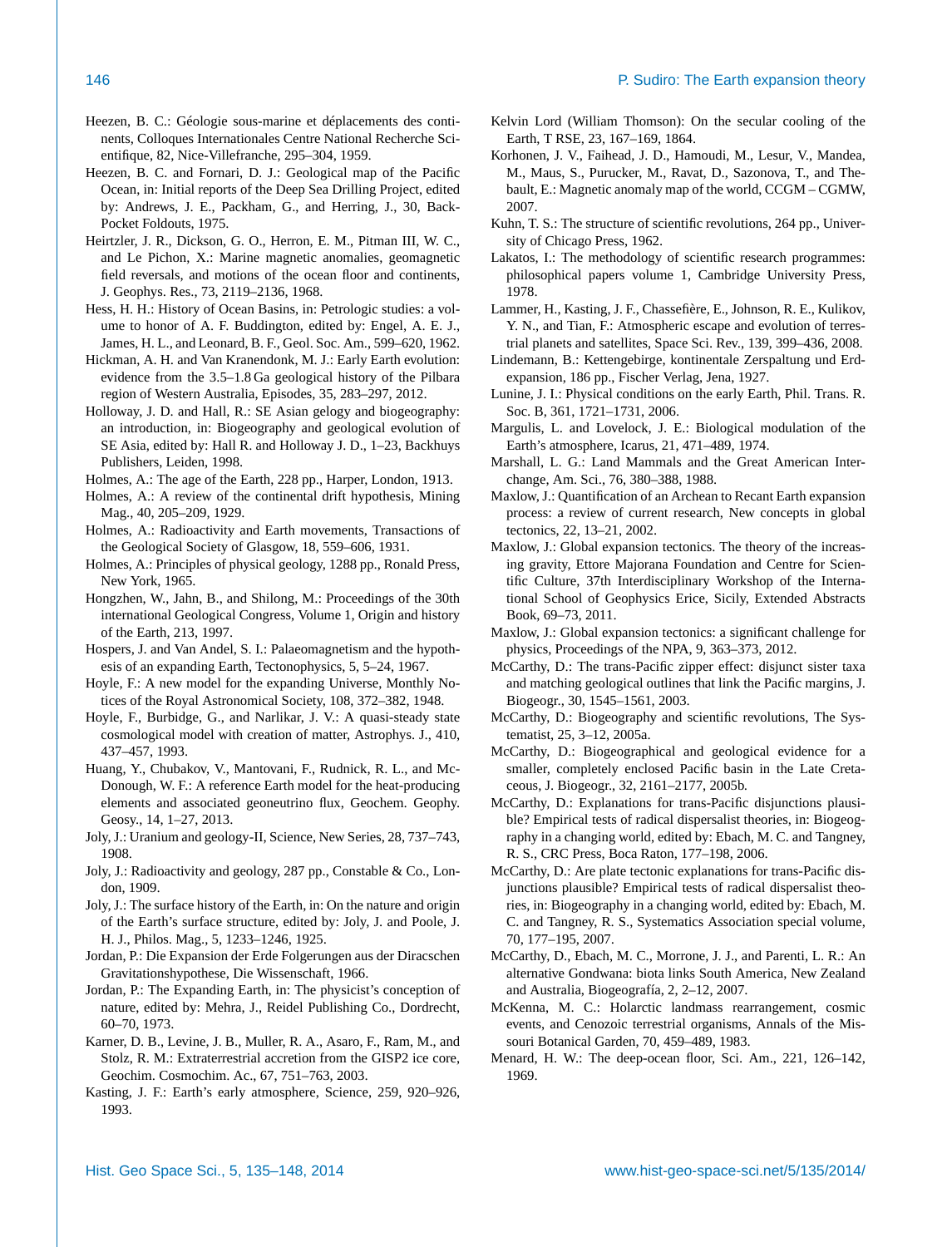Heezen, B. C.: Géologie sous-marine et déplacements des continents, Colloques Internationales Centre National Recherche Scientifique, 82, Nice-Villefranche, 295–304, 1959.

Heezen, B. C. and Fornari, D. J.: Geological map of the Pacific Ocean, in: Initial reports of the Deep Sea Drilling Project, edited by: Andrews, J. E., Packham, G., and Herring, J., 30, Back-Pocket Foldouts, 1975.

Heirtzler, J. R., Dickson, G. O., Herron, E. M., Pitman III, W. C., and Le Pichon, X.: Marine magnetic anomalies, geomagnetic field reversals, and motions of the ocean floor and continents, J. Geophys. Res., 73, 2119–2136, 1968.

Hess, H. H.: History of Ocean Basins, in: Petrologic studies: a volume to honor of A. F. Buddington, edited by: Engel, A. E. J., James, H. L., and Leonard, B. F., Geol. Soc. Am., 599–620, 1962.

Hickman, A. H. and Van Kranendonk, M. J.: Early Earth evolution: evidence from the 3.5–1.8 Ga geological history of the Pilbara region of Western Australia, Episodes, 35, 283–297, 2012.

Holloway, J. D. and Hall, R.: SE Asian gelogy and biogeography: an introduction, in: Biogeography and geological evolution of SE Asia, edited by: Hall R. and Holloway J. D., 1–23, Backhuys Publishers, Leiden, 1998.

Holmes, A.: The age of the Earth, 228 pp., Harper, London, 1913.

Holmes, A.: A review of the continental drift hypothesis, Mining Mag., 40, 205–209, 1929.

Holmes, A.: Radioactivity and Earth movements, Transactions of the Geological Society of Glasgow, 18, 559–606, 1931.

Holmes, A.: Principles of physical geology, 1288 pp., Ronald Press, New York, 1965.

Hongzhen, W., Jahn, B., and Shilong, M.: Proceedings of the 30th international Geological Congress, Volume 1, Origin and history of the Earth, 213, 1997.

Hospers, J. and Van Andel, S. I.: Palaeomagnetism and the hypothesis of an expanding Earth, Tectonophysics, 5, 5–24, 1967.

Hoyle, F.: A new model for the expanding Universe, Monthly Notices of the Royal Astronomical Society, 108, 372–382, 1948.

Hoyle, F., Burbidge, G., and Narlikar, J. V.: A quasi-steady state cosmological model with creation of matter, Astrophys. J., 410, 437–457, 1993.

Huang, Y., Chubakov, V., Mantovani, F., Rudnick, R. L., and McDonough, W. F.: A reference Earth model for the heat-producing elements and associated geoneutrino flux, Geochem. Geophy. Geosy., 14, 1–27, 2013.

Joly, J.: Uranium and geology-II, Science, New Series, 28, 737–743, 1908.

Joly, J.: Radioactivity and geology, 287 pp., Constable & Co., London, 1909.

Joly, J.: The surface history of the Earth, in: On the nature and origin of the Earth's surface structure, edited by: Joly, J. and Poole, J. H. J., Philos. Mag., 5, 1233–1246, 1925.

Jordan, P.: Die Expansion der Erde Folgerungen aus der Diracschen Gravitationshypothese, Die Wissenschaft, 1966.

Jordan, P.: The Expanding Earth, in: The physicist's conception of nature, edited by: Mehra, J., Reidel Publishing Co., Dordrecht, 60–70, 1973.

Karner, D. B., Levine, J. B., Muller, R. A., Asaro, F., Ram, M., and Stolz, R. M.: Extraterrestrial accretion from the GISP2 ice core, Geochim. Cosmochim. Ac., 67, 751–763, 2003.

Kasting, J. F.: Earth's early atmosphere, Science, 259, 920–926, 1993.

Kelvin Lord (William Thomson): On the secular cooling of the Earth, T RSE, 23, 167–169, 1864.

Korhonen, J. V., Faihead, J. D., Hamoudi, M., Lesur, V., Mandea, M., Maus, S., Purucker, M., Ravat, D., Sazonova, T., and Thebault, E.: Magnetic anomaly map of the world, CCGM – CGMW, 2007.

Kuhn, T. S.: The structure of scientific revolutions, 264 pp., University of Chicago Press, 1962.

Lakatos, I.: The methodology of scientific research programmes: philosophical papers volume 1, Cambridge University Press, 1978.

Lammer, H., Kasting, J. F., Chassefière, E., Johnson, R. E., Kulikov, Y. N., and Tian, F.: Atmospheric escape and evolution of terrestrial planets and satellites, Space Sci. Rev., 139, 399–436, 2008.

Lindemann, B.: Kettengebirge, kontinentale Zerspaltung und Erdexpansion, 186 pp., Fischer Verlag, Jena, 1927.

Lunine, J. I.: Physical conditions on the early Earth, Phil. Trans. R. Soc. B, 361, 1721–1731, 2006.

Margulis, L. and Lovelock, J. E.: Biological modulation of the Earth's atmosphere, Icarus, 21, 471–489, 1974.

Marshall, L. G.: Land Mammals and the Great American Interchange, Am. Sci., 76, 380–388, 1988.

Maxlow, J.: Quantification of an Archean to Recant Earth expansion process: a review of current research, New concepts in global tectonics, 22, 13–21, 2002.

Maxlow, J.: Global expansion tectonics. The theory of the increasing gravity, Ettore Majorana Foundation and Centre for Scientific Culture, 37th Interdisciplinary Workshop of the International School of Geophysics Erice, Sicily, Extended Abstracts Book, 69–73, 2011.

Maxlow, J.: Global expansion tectonics: a significant challenge for physics, Proceedings of the NPA, 9, 363–373, 2012.

McCarthy, D.: The trans-Pacific zipper effect: disjunct sister taxa and matching geological outlines that link the Pacific margins, J. Biogeogr., 30, 1545–1561, 2003.

McCarthy, D.: Biogeography and scientific revolutions, The Systematist, 25, 3–12, 2005a.

McCarthy, D.: Biogeographical and geological evidence for a smaller, completely enclosed Pacific basin in the Late Cretaceous, J. Biogeogr., 32, 2161–2177, 2005b.

McCarthy, D.: Explanations for trans-Pacific disjunctions plausible? Empirical tests of radical dispersalist theories, in: Biogeography in a changing world, edited by: Ebach, M. C. and Tangney, R. S., CRC Press, Boca Raton, 177–198, 2006.

McCarthy, D.: Are plate tectonic explanations for trans-Pacific disjunctions plausible? Empirical tests of radical dispersalist theories, in: Biogeography in a changing world, edited by: Ebach, M. C. and Tangney, R. S., Systematics Association special volume, 70, 177–195, 2007.

McCarthy, D., Ebach, M. C., Morrone, J. J., and Parenti, L. R.: An alternative Gondwana: biota links South America, New Zealand and Australia, Biogeografía, 2, 2–12, 2007.

McKenna, M. C.: Holarctic landmass rearrangement, cosmic events, and Cenozoic terrestrial organisms, Annals of the Missouri Botanical Garden, 70, 459–489, 1983.

Menard, H. W.: The deep-ocean floor, Sci. Am., 221, 126–142, 1969.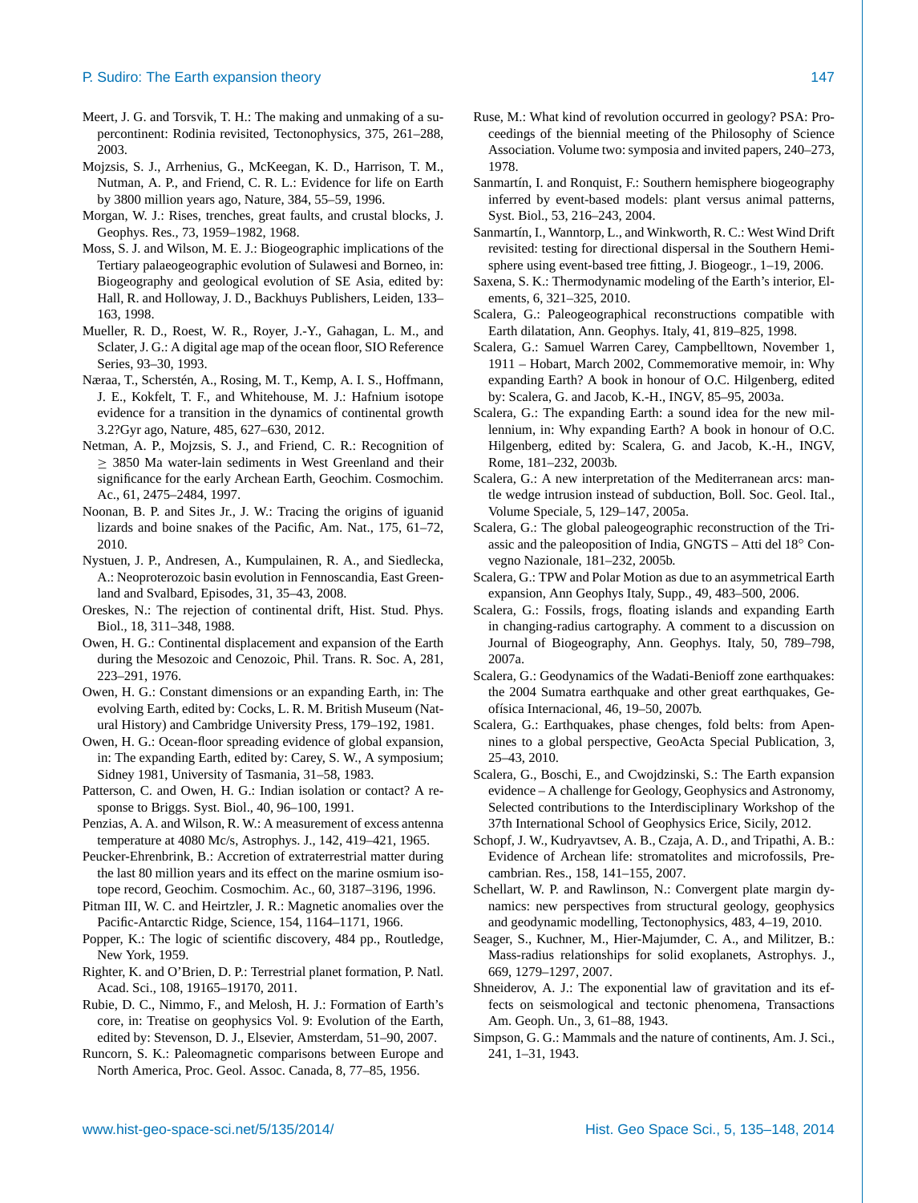Meert, J. G. and Torsvik, T. H.: The making and unmaking of a supercontinent: Rodinia revisited, Tectonophysics, 375, 261–288, 2003.

Mojzsis, S. J., Arrhenius, G., McKeegan, K. D., Harrison, T. M., Nutman, A. P., and Friend, C. R. L.: Evidence for life on Earth by 3800 million years ago, Nature, 384, 55–59, 1996.

Morgan, W. J.: Rises, trenches, great faults, and crustal blocks, J. Geophys. Res., 73, 1959–1982, 1968.

Moss, S. J. and Wilson, M. E. J.: Biogeographic implications of the Tertiary palaeogeographic evolution of Sulawesi and Borneo, in: Biogeography and geological evolution of SE Asia, edited by: Hall, R. and Holloway, J. D., Backhuys Publishers, Leiden, 133–163, 1998.

Mueller, R. D., Roest, W. R., Royer, J.-Y., Gahagan, L. M., and Sclater, J. G.: A digital age map of the ocean floor, SIO Reference Series, 93–30, 1993.

Næraa, T., Scherstén, A., Rosing, M. T., Kemp, A. I. S., Hoffmann, J. E., Kokfelt, T. F., and Whitehouse, M. J.: Hafnium isotope evidence for a transition in the dynamics of continental growth 3.2?Gyr ago, Nature, 485, 627–630, 2012.

Netman, A. P., Mojzsis, S. J., and Friend, C. R.: Recognition of $\geq$ 3850 Ma water-lain sediments in West Greenland and their significance for the early Archean Earth, Geochim. Cosmochim. Ac., 61, 2475–2484, 1997.

Noonan, B. P. and Sites Jr., J. W.: Tracing the origins of iguanid lizards and boine snakes of the Pacific, Am. Nat., 175, 61–72, 2010.

Nystuen, J. P., Andresen, A., Kumpulainen, R. A., and Siedlecka, A.: Neoproterozoic basin evolution in Fennoscandia, East Greenland and Svalbard, Episodes, 31, 35–43, 2008.

Oreskes, N.: The rejection of continental drift, Hist. Stud. Phys. Biol., 18, 311–348, 1988.

Owen, H. G.: Continental displacement and expansion of the Earth during the Mesozoic and Cenozoic, Phil. Trans. R. Soc. A, 281, 223–291, 1976.

Owen, H. G.: Constant dimensions or an expanding Earth, in: The evolving Earth, edited by: Cocks, L. R. M. British Museum (Natural History) and Cambridge University Press, 179–192, 1981.

Owen, H. G.: Ocean-floor spreading evidence of global expansion, in: The expanding Earth, edited by: Carey, S. W., A symposium; Sidney 1981, University of Tasmania, 31–58, 1983.

Patterson, C. and Owen, H. G.: Indian isolation or contact? A response to Briggs. Syst. Biol., 40, 96–100, 1991.

Penzias, A. A. and Wilson, R. W.: A measurement of excess antenna temperature at 4080 Mc/s, Astrophys. J., 142, 419–421, 1965.

Peucker-Ehrenbrink, B.: Accretion of extraterrestrial matter during the last 80 million years and its effect on the marine osmium isotope record, Geochim. Cosmochim. Ac., 60, 3187–3196, 1996.

Pitman III, W. C. and Heirtzler, J. R.: Magnetic anomalies over the Pacific-Antarctic Ridge, Science, 154, 1164–1171, 1966.

Popper, K.: The logic of scientific discovery, 484 pp., Routledge, New York, 1959.

Righter, K. and O'Brien, D. P.: Terrestrial planet formation, P. Natl. Acad. Sci., 108, 19165–19170, 2011.

Rubie, D. C., Nimmo, F., and Melosh, H. J.: Formation of Earth's core, in: Treatise on geophysics Vol. 9: Evolution of the Earth, edited by: Stevenson, D. J., Elsevier, Amsterdam, 51–90, 2007.

Runcorn, S. K.: Paleomagnetic comparisons between Europe and North America, Proc. Geol. Assoc. Canada, 8, 77–85, 1956.

Ruse, M.: What kind of revolution occurred in geology? PSA: Proceedings of the biennial meeting of the Philosophy of Science Association. Volume two: symposia and invited papers, 240–273, 1978.

Sanmartín, I. and Ronquist, F.: Southern hemisphere biogeography inferred by event-based models: plant versus animal patterns, Syst. Biol., 53, 216–243, 2004.

Sanmartín, I., Wanntorp, L., and Winkworth, R. C.: West Wind Drift revisited: testing for directional dispersal in the Southern Hemisphere using event-based tree fitting, J. Biogeogr., 1–19, 2006.

Saxena, S. K.: Thermodynamic modeling of the Earth's interior, Elements, 6, 321–325, 2010.

Scalera, G.: Paleogeographical reconstructions compatible with Earth dilatation, Ann. Geophys. Italy, 41, 819–825, 1998.

Scalera, G.: Samuel Warren Carey, Campbelltown, November 1, 1911 – Hobart, March 2002, Commemorative memoir, in: Why expanding Earth? A book in honour of O.C. Hilgenberg, edited by: Scalera, G. and Jacob, K.-H., INGV, 85–95, 2003a.

Scalera, G.: The expanding Earth: a sound idea for the new millennium, in: Why expanding Earth? A book in honour of O.C. Hilgenberg, edited by: Scalera, G. and Jacob, K.-H., INGV, Rome, 181–232, 2003b.

Scalera, G.: A new interpretation of the Mediterranean arcs: mantle wedge intrusion instead of subduction, Boll. Soc. Geol. Ital., Volume Speciale, 5, 129–147, 2005a.

Scalera, G.: The global paleogeographic reconstruction of the Triassic and the paleoposition of India, GNGTS – Atti del 18° Convegno Nazionale, 181–232, 2005b.

Scalera, G.: TPW and Polar Motion as due to an asymmetrical Earth expansion, Ann Geophys Italy, Supp., 49, 483–500, 2006.

Scalera, G.: Fossils, frogs, floating islands and expanding Earth in changing-radius cartography. A comment to a discussion on Journal of Biogeography, Ann. Geophys. Italy, 50, 789–798, 2007a.

Scalera, G.: Geodynamics of the Wadati-Benioff zone earthquakes: the 2004 Sumatra earthquake and other great earthquakes, Geofísica Internacional, 46, 19–50, 2007b.

Scalera, G.: Earthquakes, phase chenges, fold belts: from Apennines to a global perspective, GeoActa Special Publication, 3, 25–43, 2010.

Scalera, G., Boschi, E., and Cwojdzinski, S.: The Earth expansion evidence – A challenge for Geology, Geophysics and Astronomy, Selected contributions to the Interdisciplinary Workshop of the 37th International School of Geophysics Erice, Sicily, 2012.

Schopf, J. W., Kudryavtsev, A. B., Czaja, A. D., and Tripathi, A. B.: Evidence of Archean life: stromatolites and microfossils, Precambrian. Res., 158, 141–155, 2007.

Schellart, W. P. and Rawlinson, N.: Convergent plate margin dynamics: new perspectives from structural geology, geophysics and geodynamic modelling, Tectonophysics, 483, 4–19, 2010.

Seager, S., Kuchner, M., Hier-Majumder, C. A., and Militzer, B.: Mass-radius relationships for solid exoplanets, Astrophys. J., 669, 1279–1297, 2007.

Shneiderov, A. J.: The exponential law of gravitation and its effects on seismological and tectonic phenomena, Transactions Am. Geoph. Un., 3, 61–88, 1943.

Simpson, G. G.: Mammals and the nature of continents, Am. J. Sci., 241, 1–31, 1943.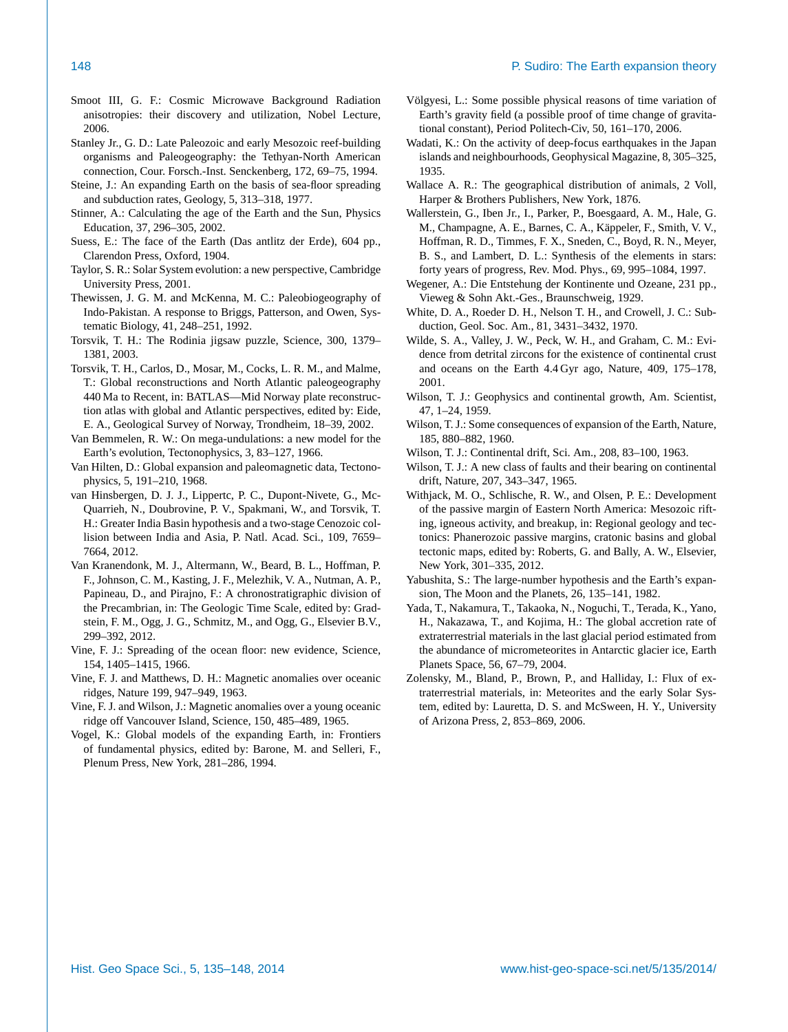Smoot III, G. F.: Cosmic Microwave Background Radiation anisotropies: their discovery and utilization, Nobel Lecture, 2006.

Stanley Jr., G. D.: Late Paleozoic and early Mesozoic reef-building organisms and Paleogeography: the Tethyan-North American connection, Cour. Forsch.-Inst. Senckenberg, 172, 69–75, 1994.

Steine, J.: An expanding Earth on the basis of sea-floor spreading and subduction rates, Geology, 5, 313–318, 1977.

Stinner, A.: Calculating the age of the Earth and the Sun, Physics Education, 37, 296–305, 2002.

Suess, E.: The face of the Earth (Das antlitz der Erde), 604 pp., Clarendon Press, Oxford, 1904.

Taylor, S. R.: Solar System evolution: a new perspective, Cambridge University Press, 2001.

Thewissen, J. G. M. and McKenna, M. C.: Paleobiogeography of Indo-Pakistan. A response to Briggs, Patterson, and Owen, Systematic Biology, 41, 248–251, 1992.

Torsvik, T. H.: The Rodinia jigsaw puzzle, Science, 300, 1379–1381, 2003.

Torsvik, T. H., Carlos, D., Mosar, M., Cocks, L. R. M., and Malme, T.: Global reconstructions and North Atlantic paleogeography 440 Ma to Recent, in: BATLAS—Mid Norway plate reconstruction atlas with global and Atlantic perspectives, edited by: Eide, E. A., Geological Survey of Norway, Trondheim, 18–39, 2002.

Van Bemmelen, R. W.: On mega-undulations: a new model for the Earth's evolution, Tectonophysics, 3, 83–127, 1966.

Van Hilten, D.: Global expansion and paleomagnetic data, Tectonophysics, 5, 191–210, 1968.

van Hinsbergen, D. J. J., Lippertc, P. C., Dupont-Nivete, G., McQuarrieh, N., Doubrovine, P. V., Spakmani, W., and Torsvik, T. H.: Greater India Basin hypothesis and a two-stage Cenozoic collision between India and Asia, P. Natl. Acad. Sci., 109, 7659–7664, 2012.

Van Kranendonk, M. J., Altermann, W., Beard, B. L., Hoffman, P. F., Johnson, C. M., Kasting, J. F., Melezhik, V. A., Nutman, A. P., Papineau, D., and Pirajno, F.: A chronostratigraphic division of the Precambrian, in: The Geologic Time Scale, edited by: Gradstein, F. M., Ogg, J. G., Schmitz, M., and Ogg, G., Elsevier B.V., 299–392, 2012.

Vine, F. J.: Spreading of the ocean floor: new evidence, Science, 154, 1405–1415, 1966.

Vine, F. J. and Matthews, D. H.: Magnetic anomalies over oceanic ridges, Nature 199, 947–949, 1963.

Vine, F. J. and Wilson, J.: Magnetic anomalies over a young oceanic ridge off Vancouver Island, Science, 150, 485–489, 1965.

Vogel, K.: Global models of the expanding Earth, in: Frontiers of fundamental physics, edited by: Barone, M. and Selleri, F., Plenum Press, New York, 281–286, 1994.

Völgyesi, L.: Some possible physical reasons of time variation of Earth's gravity field (a possible proof of time change of gravitational constant), Period Politech-Civ, 50, 161–170, 2006.

Wadati, K.: On the activity of deep-focus earthquakes in the Japan islands and neighbourhoods, Geophysical Magazine, 8, 305–325, 1935.

Wallace A. R.: The geographical distribution of animals, 2 Voll, Harper & Brothers Publishers, New York, 1876.

Wallerstein, G., Iben Jr., I., Parker, P., Boesgaard, A. M., Hale, G. M., Champagne, A. E., Barnes, C. A., Käppeler, F., Smith, V. V., Hoffman, R. D., Timmes, F. X., Sneden, C., Boyd, R. N., Meyer, B. S., and Lambert, D. L.: Synthesis of the elements in stars: forty years of progress, Rev. Mod. Phys., 69, 995–1084, 1997.

Wegener, A.: Die Entstehung der Kontinente und Ozeane, 231 pp., Vieweg & Sohn Akt.-Ges., Braunschweig, 1929.

White, D. A., Roeder D. H., Nelson T. H., and Crowell, J. C.: Subduction, Geol. Soc. Am., 81, 3431–3432, 1970.

Wilde, S. A., Valley, J. W., Peck, W. H., and Graham, C. M.: Evidence from detrital zircons for the existence of continental crust and oceans on the Earth 4.4 Gyr ago, Nature, 409, 175–178, 2001.

Wilson, T. J.: Geophysics and continental growth, Am. Scientist, 47, 1–24, 1959.

Wilson, T. J.: Some consequences of expansion of the Earth, Nature, 185, 880–882, 1960.

Wilson, T. J.: Continental drift, Sci. Am., 208, 83–100, 1963.

Wilson, T. J.: A new class of faults and their bearing on continental drift, Nature, 207, 343–347, 1965.

Withjack, M. O., Schlische, R. W., and Olsen, P. E.: Development of the passive margin of Eastern North America: Mesozoic rifting, igneous activity, and breakup, in: Regional geology and tectonics: Phanerozoic passive margins, cratonic basins and global tectonic maps, edited by: Roberts, G. and Bally, A. W., Elsevier, New York, 301–335, 2012.

Yabushita, S.: The large-number hypothesis and the Earth's expansion, The Moon and the Planets, 26, 135–141, 1982.

Yada, T., Nakamura, T., Takaoka, N., Noguchi, T., Terada, K., Yano, H., Nakazawa, T., and Kojima, H.: The global accretion rate of extraterrestrial materials in the last glacial period estimated from the abundance of micrometeorites in Antarctic glacier ice, Earth Planets Space, 56, 67–79, 2004.

Zolensky, M., Bland, P., Brown, P., and Halliday, I.: Flux of extraterrestrial materials, in: Meteorites and the early Solar System, edited by: Lauretta, D. S. and McSween, H. Y., University of Arizona Press, 2, 853–869, 2006.